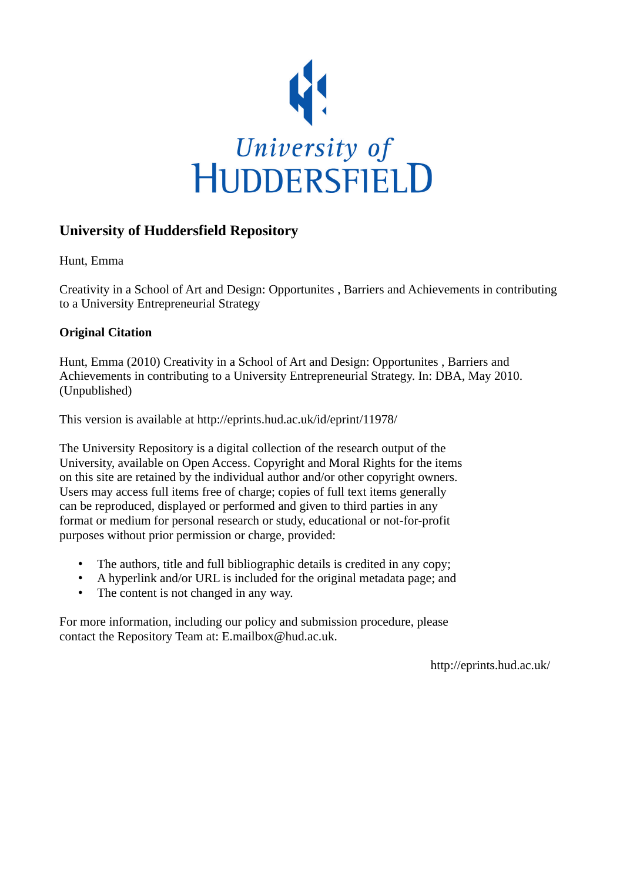University of HUDDERSFIELD

# University of Huddersfield Repository

Hunt, Emma

Creativity in a School of Art and Design: Opportunites , Barriers and Achievements in contributing to a University Entrepreneurial Strategy

## Original Citation

Hunt, Emma (2010) Creativity in a School of Art and Design: Opportunites , Barriers and Achievements in contributing to a University Entrepreneurial Strategy. In: DBA, May 2010. (Unpublished)

This version is available at http://eprints.hud.ac.uk/id/eprint/11978/

The University Repository is a digital collection of the research output of the University, available on Open Access. Copyright and Moral Rights for the items on this site are retained by the individual author and/or other copyright owners. Users may access full items free of charge; copies of full text items generally can be reproduced, displayed or performed and given to third parties in any format or medium for personal research or study, educational or not-for-profit purposes without prior permission or charge, provided:

- The authors, title and full bibliographic details is credited in any copy;
- A hyperlink and/or URL is included for the original metadata page; and
- The content is not changed in any way.

For more information, including our policy and submission procedure, please contact the Repository Team at: E.mailbox@hud.ac.uk.

http://eprints.hud.ac.uk/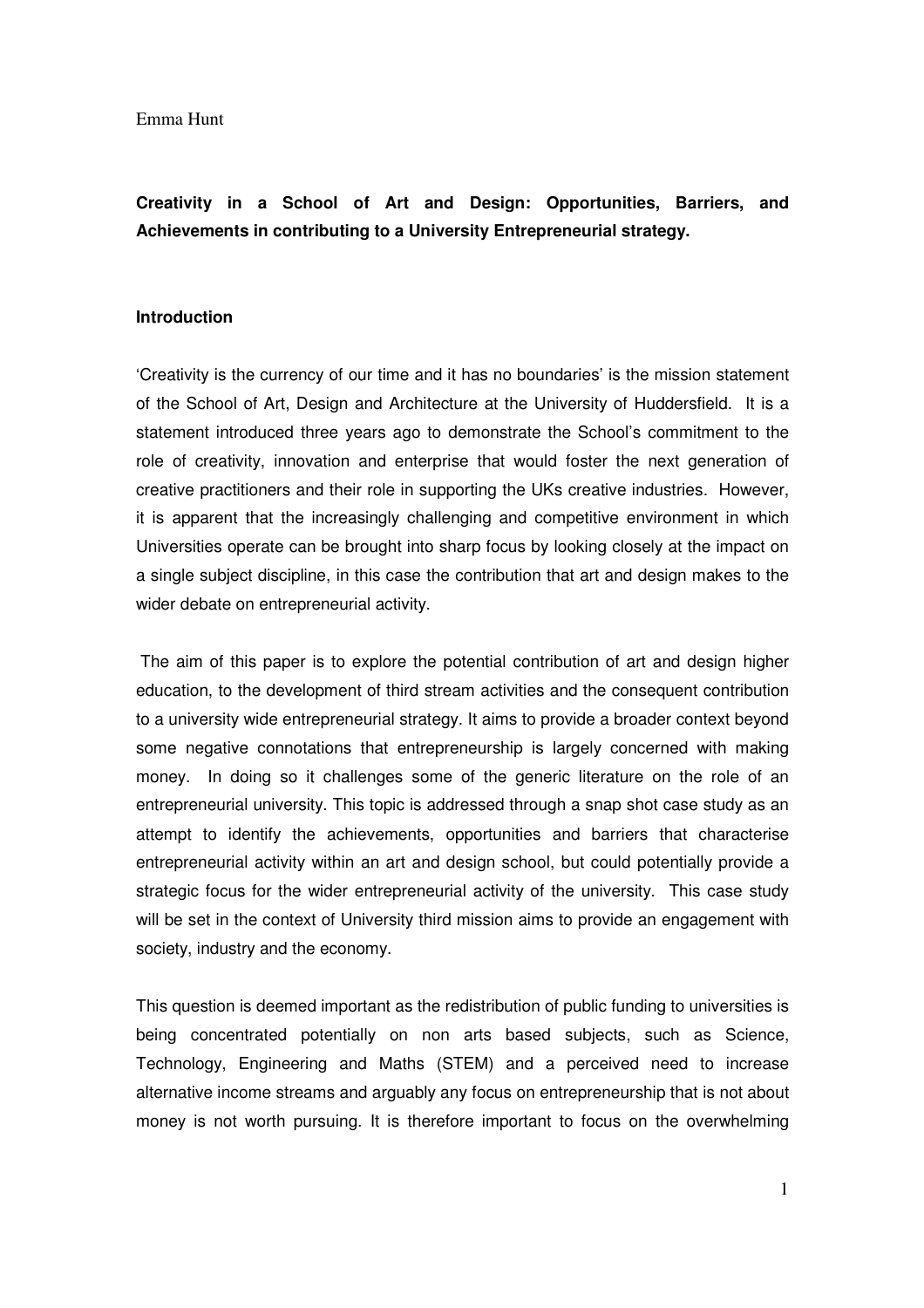Emma Hunt

**Creativity in a School of Art and Design: Opportunities, Barriers, and Achievements in contributing to a University Entrepreneurial strategy.**

**Introduction**

'Creativity is the currency of our time and it has no boundaries' is the mission statement of the School of Art, Design and Architecture at the University of Huddersfield. It is a statement introduced three years ago to demonstrate the School's commitment to the role of creativity, innovation and enterprise that would foster the next generation of creative practitioners and their role in supporting the UKs creative industries. However, it is apparent that the increasingly challenging and competitive environment in which Universities operate can be brought into sharp focus by looking closely at the impact on a single subject discipline, in this case the contribution that art and design makes to the wider debate on entrepreneurial activity.

The aim of this paper is to explore the potential contribution of art and design higher education, to the development of third stream activities and the consequent contribution to a university wide entrepreneurial strategy. It aims to provide a broader context beyond some negative connotations that entrepreneurship is largely concerned with making money. In doing so it challenges some of the generic literature on the role of an entrepreneurial university. This topic is addressed through a snap shot case study as an attempt to identify the achievements, opportunities and barriers that characterise entrepreneurial activity within an art and design school, but could potentially provide a strategic focus for the wider entrepreneurial activity of the university. This case study will be set in the context of University third mission aims to provide an engagement with society, industry and the economy.

This question is deemed important as the redistribution of public funding to universities is being concentrated potentially on non arts based subjects, such as Science, Technology, Engineering and Maths (STEM) and a perceived need to increase alternative income streams and arguably any focus on entrepreneurship that is not about money is not worth pursuing. It is therefore important to focus on the overwhelming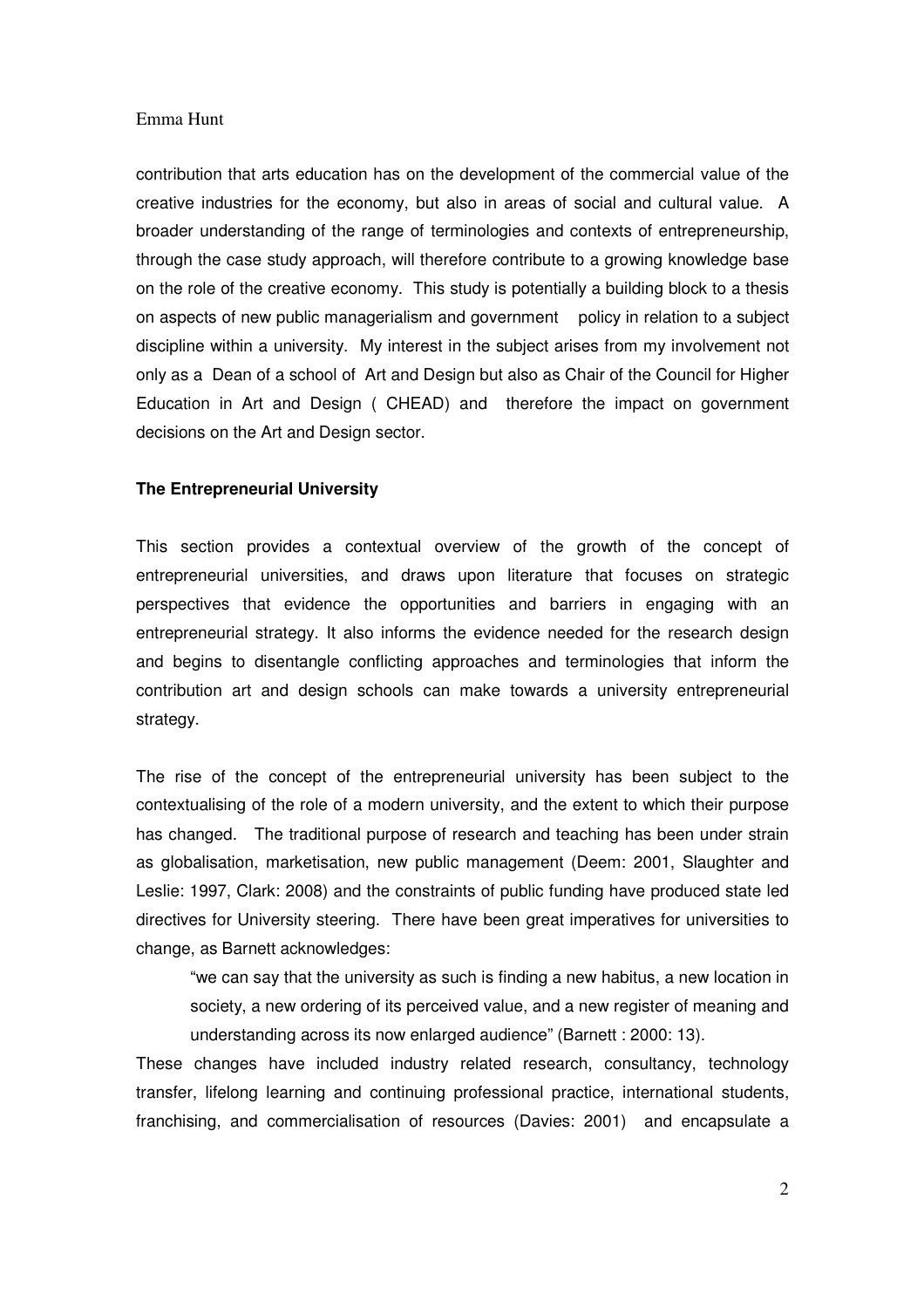contribution that arts education has on the development of the commercial value of the creative industries for the economy, but also in areas of social and cultural value. A broader understanding of the range of terminologies and contexts of entrepreneurship, through the case study approach, will therefore contribute to a growing knowledge base on the role of the creative economy. This study is potentially a building block to a thesis on aspects of new public managerialism and government policy in relation to a subject discipline within a university. My interest in the subject arises from my involvement not only as a Dean of a school of Art and Design but also as Chair of the Council for Higher Education in Art and Design ( CHEAD) and therefore the impact on government decisions on the Art and Design sector.

**The Entrepreneurial University**

This section provides a contextual overview of the growth of the concept of entrepreneurial universities, and draws upon literature that focuses on strategic perspectives that evidence the opportunities and barriers in engaging with an entrepreneurial strategy. It also informs the evidence needed for the research design and begins to disentangle conflicting approaches and terminologies that inform the contribution art and design schools can make towards a university entrepreneurial strategy.

The rise of the concept of the entrepreneurial university has been subject to the contextualising of the role of a modern university, and the extent to which their purpose has changed. The traditional purpose of research and teaching has been under strain as globalisation, marketisation, new public management (Deem: 2001, Slaughter and Leslie: 1997, Clark: 2008) and the constraints of public funding have produced state led directives for University steering. There have been great imperatives for universities to change, as Barnett acknowledges:

> "we can say that the university as such is finding a new habitus, a new location in society, a new ordering of its perceived value, and a new register of meaning and understanding across its now enlarged audience" (Barnett : 2000: 13).

These changes have included industry related research, consultancy, technology transfer, lifelong learning and continuing professional practice, international students, franchising, and commercialisation of resources (Davies: 2001) and encapsulate a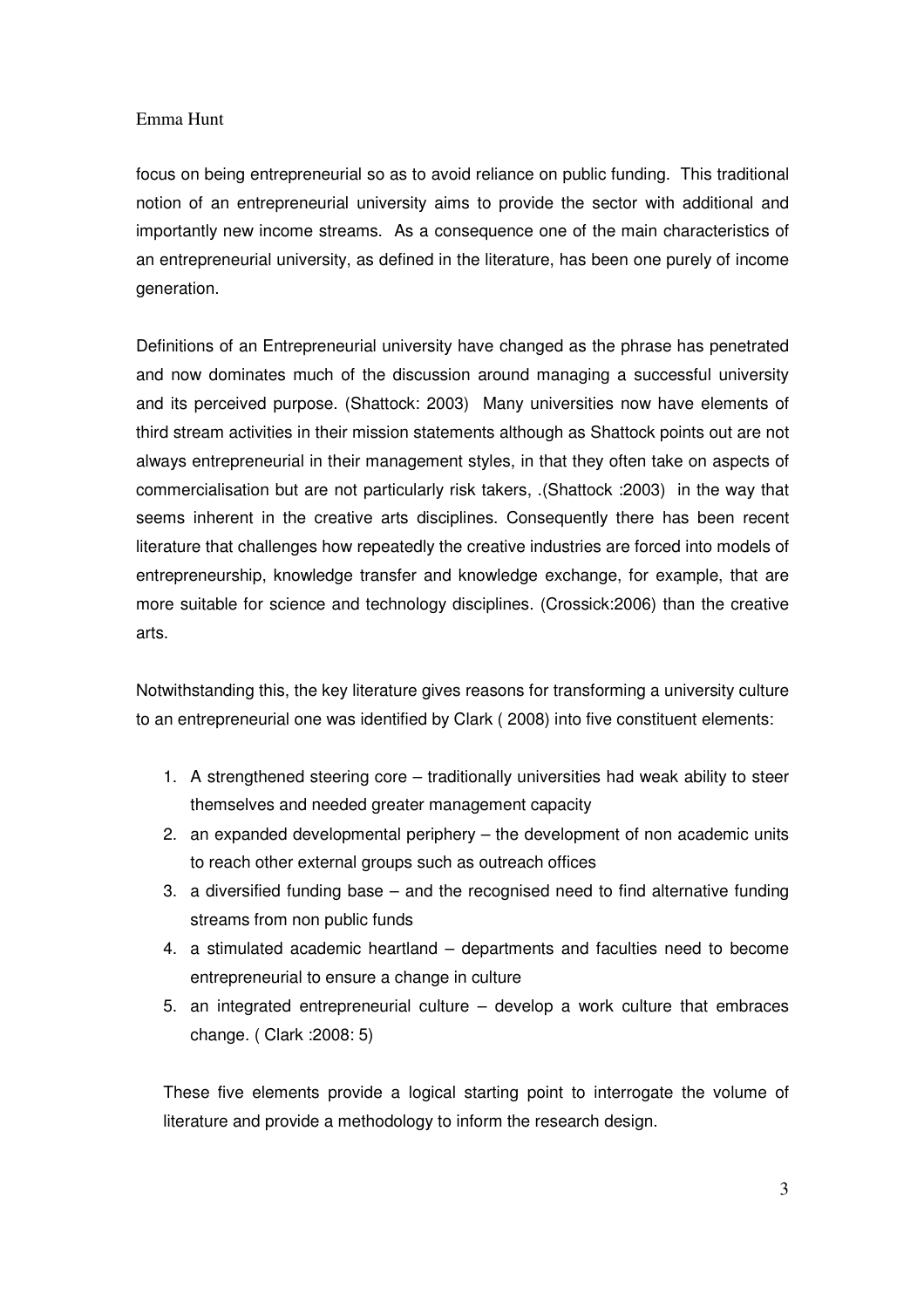focus on being entrepreneurial so as to avoid reliance on public funding. This traditional notion of an entrepreneurial university aims to provide the sector with additional and importantly new income streams. As a consequence one of the main characteristics of an entrepreneurial university, as defined in the literature, has been one purely of income generation.

Definitions of an Entrepreneurial university have changed as the phrase has penetrated and now dominates much of the discussion around managing a successful university and its perceived purpose. (Shattock: 2003) Many universities now have elements of third stream activities in their mission statements although as Shattock points out are not always entrepreneurial in their management styles, in that they often take on aspects of commercialisation but are not particularly risk takers, .(Shattock :2003) in the way that seems inherent in the creative arts disciplines. Consequently there has been recent literature that challenges how repeatedly the creative industries are forced into models of entrepreneurship, knowledge transfer and knowledge exchange, for example, that are more suitable for science and technology disciplines. (Crossick:2006) than the creative arts.

Notwithstanding this, the key literature gives reasons for transforming a university culture to an entrepreneurial one was identified by Clark ( 2008) into five constituent elements:

1. A strengthened steering core – traditionally universities had weak ability to steer themselves and needed greater management capacity
2. an expanded developmental periphery – the development of non academic units to reach other external groups such as outreach offices
3. a diversified funding base – and the recognised need to find alternative funding streams from non public funds
4. a stimulated academic heartland – departments and faculties need to become entrepreneurial to ensure a change in culture
5. an integrated entrepreneurial culture – develop a work culture that embraces change. ( Clark :2008: 5)

These five elements provide a logical starting point to interrogate the volume of literature and provide a methodology to inform the research design.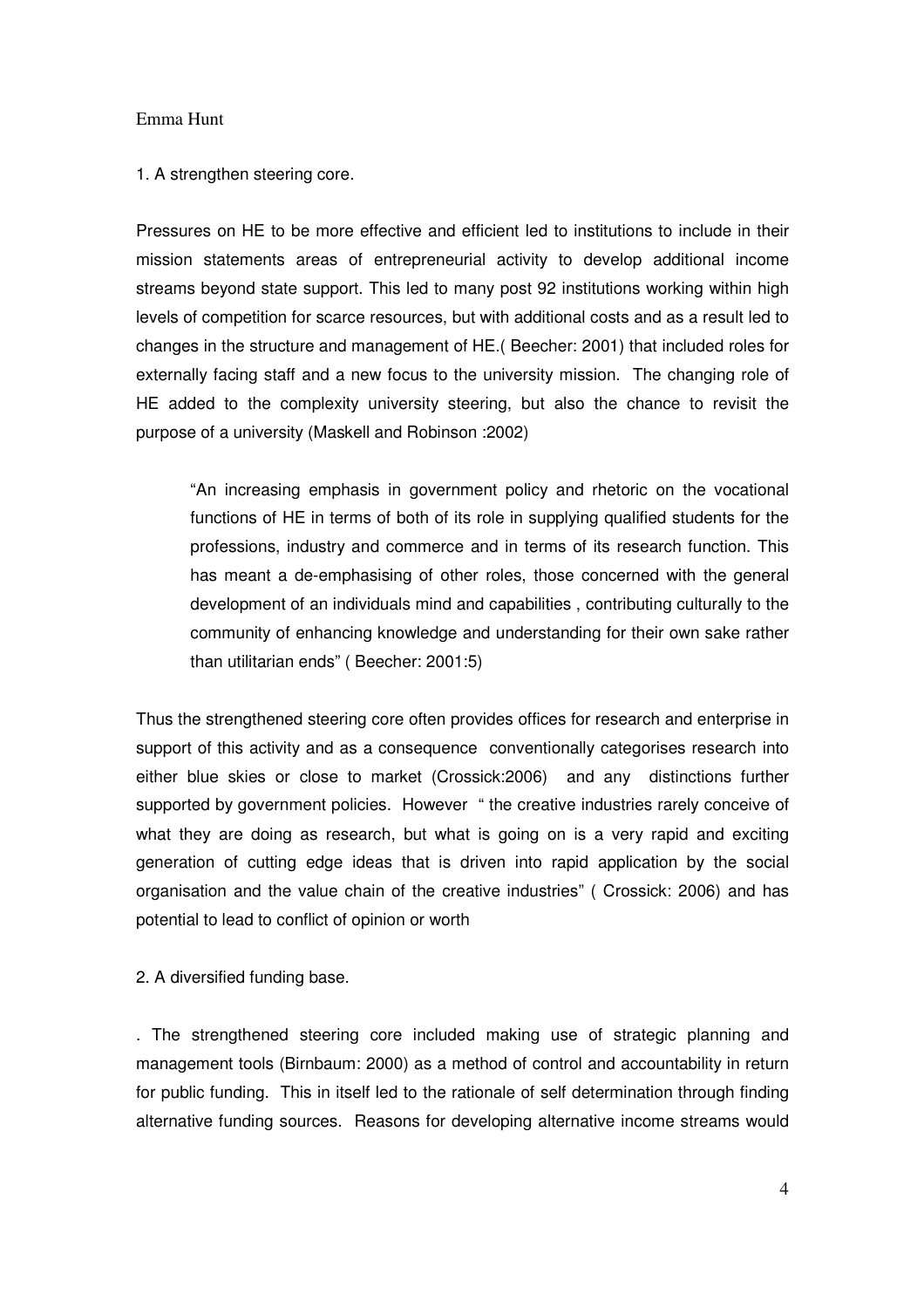Emma Hunt

1. A strengthen steering core.

Pressures on HE to be more effective and efficient led to institutions to include in their mission statements areas of entrepreneurial activity to develop additional income streams beyond state support. This led to many post 92 institutions working within high levels of competition for scarce resources, but with additional costs and as a result led to changes in the structure and management of HE.( Beecher: 2001) that included roles for externally facing staff and a new focus to the university mission. The changing role of HE added to the complexity university steering, but also the chance to revisit the purpose of a university (Maskell and Robinson :2002)

> "An increasing emphasis in government policy and rhetoric on the vocational functions of HE in terms of both of its role in supplying qualified students for the professions, industry and commerce and in terms of its research function. This has meant a de-emphasising of other roles, those concerned with the general development of an individuals mind and capabilities , contributing culturally to the community of enhancing knowledge and understanding for their own sake rather than utilitarian ends" ( Beecher: 2001:5)

Thus the strengthened steering core often provides offices for research and enterprise in support of this activity and as a consequence conventionally categorises research into either blue skies or close to market (Crossick:2006) and any distinctions further supported by government policies. However " the creative industries rarely conceive of what they are doing as research, but what is going on is a very rapid and exciting generation of cutting edge ideas that is driven into rapid application by the social organisation and the value chain of the creative industries" ( Crossick: 2006) and has potential to lead to conflict of opinion or worth

2. A diversified funding base.

. The strengthened steering core included making use of strategic planning and management tools (Birnbaum: 2000) as a method of control and accountability in return for public funding. This in itself led to the rationale of self determination through finding alternative funding sources. Reasons for developing alternative income streams would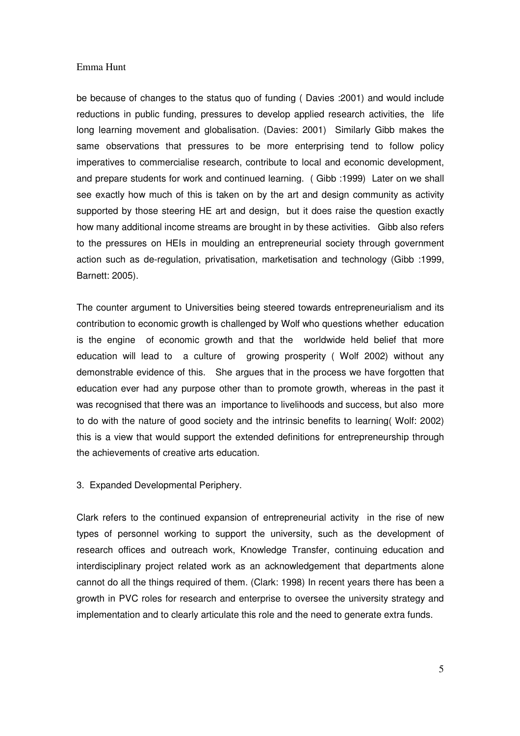be because of changes to the status quo of funding ( Davies :2001) and would include reductions in public funding, pressures to develop applied research activities, the life long learning movement and globalisation. (Davies: 2001) Similarly Gibb makes the same observations that pressures to be more enterprising tend to follow policy imperatives to commercialise research, contribute to local and economic development, and prepare students for work and continued learning. ( Gibb :1999) Later on we shall see exactly how much of this is taken on by the art and design community as activity supported by those steering HE art and design, but it does raise the question exactly how many additional income streams are brought in by these activities. Gibb also refers to the pressures on HEIs in moulding an entrepreneurial society through government action such as de-regulation, privatisation, marketisation and technology (Gibb :1999, Barnett: 2005).

The counter argument to Universities being steered towards entrepreneurialism and its contribution to economic growth is challenged by Wolf who questions whether education is the engine of economic growth and that the worldwide held belief that more education will lead to a culture of growing prosperity ( Wolf 2002) without any demonstrable evidence of this. She argues that in the process we have forgotten that education ever had any purpose other than to promote growth, whereas in the past it was recognised that there was an importance to livelihoods and success, but also more to do with the nature of good society and the intrinsic benefits to learning( Wolf: 2002) this is a view that would support the extended definitions for entrepreneurship through the achievements of creative arts education.

3. Expanded Developmental Periphery.

Clark refers to the continued expansion of entrepreneurial activity in the rise of new types of personnel working to support the university, such as the development of research offices and outreach work, Knowledge Transfer, continuing education and interdisciplinary project related work as an acknowledgement that departments alone cannot do all the things required of them. (Clark: 1998) In recent years there has been a growth in PVC roles for research and enterprise to oversee the university strategy and implementation and to clearly articulate this role and the need to generate extra funds.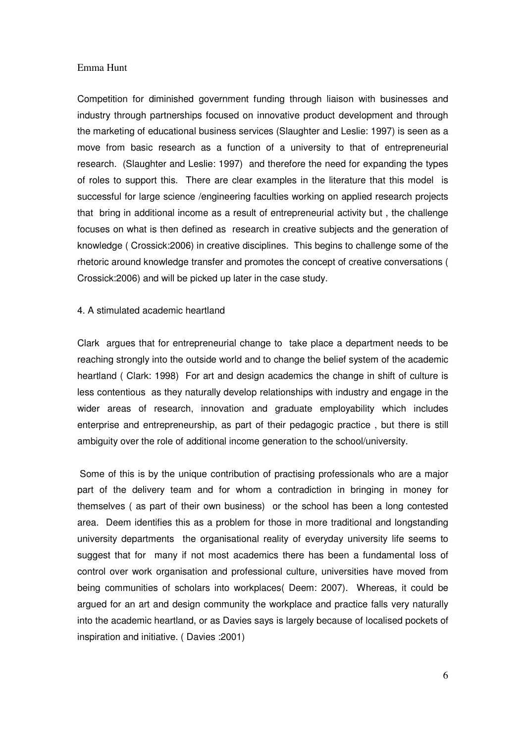Competition for diminished government funding through liaison with businesses and industry through partnerships focused on innovative product development and through the marketing of educational business services (Slaughter and Leslie: 1997) is seen as a move from basic research as a function of a university to that of entrepreneurial research. (Slaughter and Leslie: 1997) and therefore the need for expanding the types of roles to support this. There are clear examples in the literature that this model is successful for large science /engineering faculties working on applied research projects that bring in additional income as a result of entrepreneurial activity but , the challenge focuses on what is then defined as research in creative subjects and the generation of knowledge ( Crossick:2006) in creative disciplines. This begins to challenge some of the rhetoric around knowledge transfer and promotes the concept of creative conversations ( Crossick:2006) and will be picked up later in the case study.

4. A stimulated academic heartland

Clark argues that for entrepreneurial change to take place a department needs to be reaching strongly into the outside world and to change the belief system of the academic heartland ( Clark: 1998) For art and design academics the change in shift of culture is less contentious as they naturally develop relationships with industry and engage in the wider areas of research, innovation and graduate employability which includes enterprise and entrepreneurship, as part of their pedagogic practice , but there is still ambiguity over the role of additional income generation to the school/university.

Some of this is by the unique contribution of practising professionals who are a major part of the delivery team and for whom a contradiction in bringing in money for themselves ( as part of their own business) or the school has been a long contested area. Deem identifies this as a problem for those in more traditional and longstanding university departments the organisational reality of everyday university life seems to suggest that for many if not most academics there has been a fundamental loss of control over work organisation and professional culture, universities have moved from being communities of scholars into workplaces( Deem: 2007). Whereas, it could be argued for an art and design community the workplace and practice falls very naturally into the academic heartland, or as Davies says is largely because of localised pockets of inspiration and initiative. ( Davies :2001)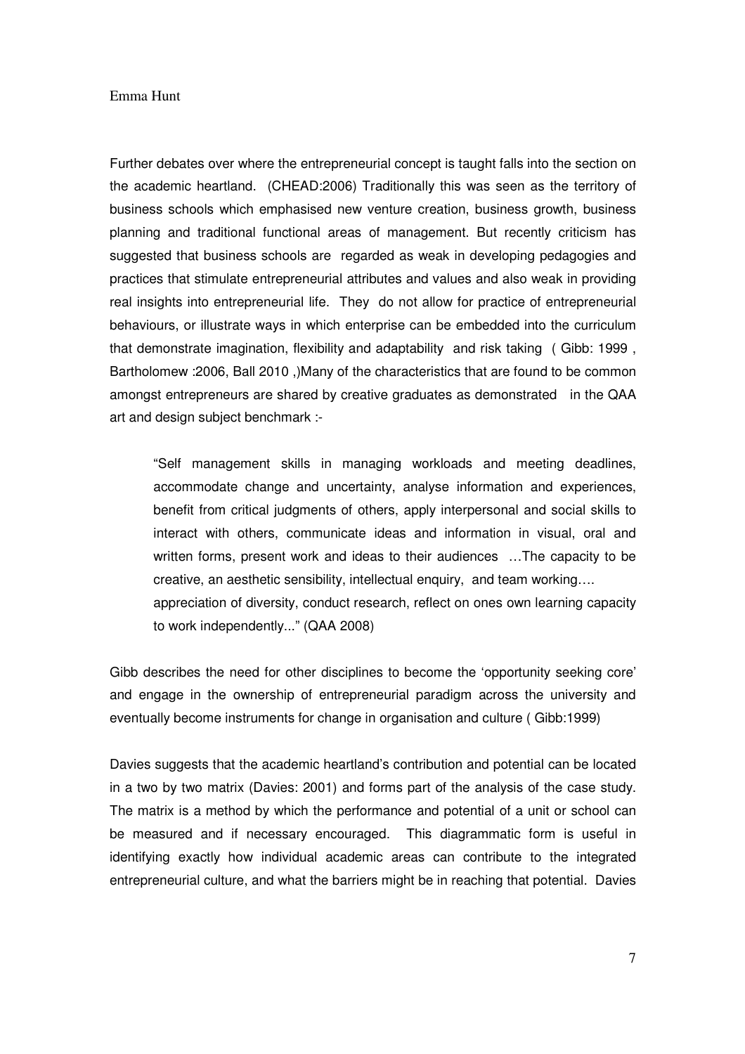Further debates over where the entrepreneurial concept is taught falls into the section on the academic heartland. (CHEAD:2006) Traditionally this was seen as the territory of business schools which emphasised new venture creation, business growth, business planning and traditional functional areas of management. But recently criticism has suggested that business schools are regarded as weak in developing pedagogies and practices that stimulate entrepreneurial attributes and values and also weak in providing real insights into entrepreneurial life. They do not allow for practice of entrepreneurial behaviours, or illustrate ways in which enterprise can be embedded into the curriculum that demonstrate imagination, flexibility and adaptability and risk taking ( Gibb: 1999 , Bartholomew :2006, Ball 2010 ,)Many of the characteristics that are found to be common amongst entrepreneurs are shared by creative graduates as demonstrated in the QAA art and design subject benchmark :-

> "Self management skills in managing workloads and meeting deadlines, accommodate change and uncertainty, analyse information and experiences, benefit from critical judgments of others, apply interpersonal and social skills to interact with others, communicate ideas and information in visual, oral and written forms, present work and ideas to their audiences …The capacity to be creative, an aesthetic sensibility, intellectual enquiry, and team working….
> appreciation of diversity, conduct research, reflect on ones own learning capacity to work independently..." (QAA 2008)

Gibb describes the need for other disciplines to become the 'opportunity seeking core' and engage in the ownership of entrepreneurial paradigm across the university and eventually become instruments for change in organisation and culture ( Gibb:1999)

Davies suggests that the academic heartland's contribution and potential can be located in a two by two matrix (Davies: 2001) and forms part of the analysis of the case study. The matrix is a method by which the performance and potential of a unit or school can be measured and if necessary encouraged. This diagrammatic form is useful in identifying exactly how individual academic areas can contribute to the integrated entrepreneurial culture, and what the barriers might be in reaching that potential. Davies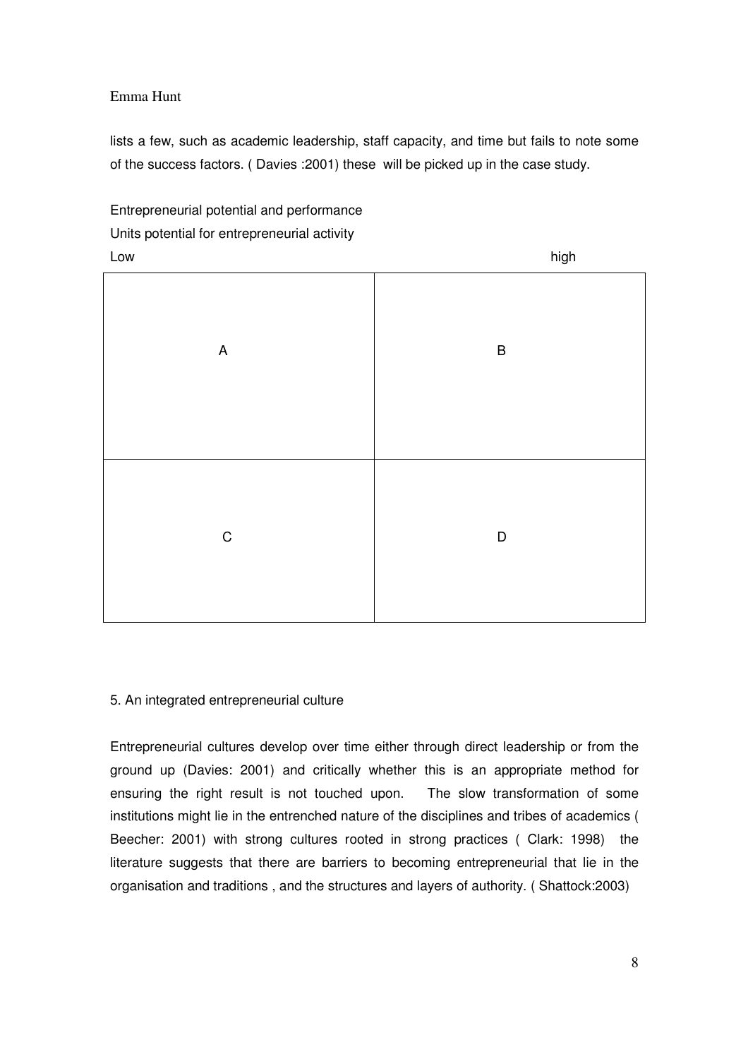lists a few, such as academic leadership, staff capacity, and time but fails to note some of the success factors. ( Davies :2001) these will be picked up in the case study.

Entrepreneurial potential and performance

Units potential for entrepreneurial activity

| Low | high |
| --- | --- |
| A | B |
| C | D |

5. An integrated entrepreneurial culture

Entrepreneurial cultures develop over time either through direct leadership or from the ground up (Davies: 2001) and critically whether this is an appropriate method for ensuring the right result is not touched upon. The slow transformation of some institutions might lie in the entrenched nature of the disciplines and tribes of academics ( Beecher: 2001) with strong cultures rooted in strong practices ( Clark: 1998) the literature suggests that there are barriers to becoming entrepreneurial that lie in the organisation and traditions , and the structures and layers of authority. ( Shattock:2003)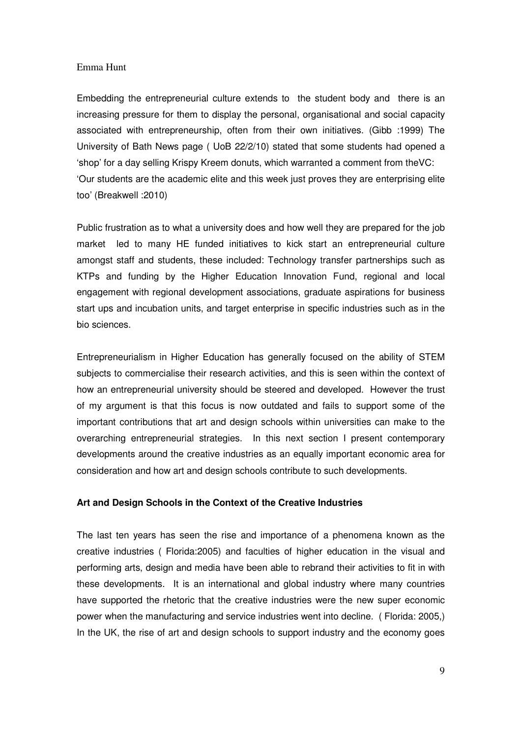Embedding the entrepreneurial culture extends to the student body and there is an increasing pressure for them to display the personal, organisational and social capacity associated with entrepreneurship, often from their own initiatives. (Gibb :1999) The University of Bath News page ( UoB 22/2/10) stated that some students had opened a 'shop' for a day selling Krispy Kreem donuts, which warranted a comment from theVC: 'Our students are the academic elite and this week just proves they are enterprising elite too' (Breakwell :2010)

Public frustration as to what a university does and how well they are prepared for the job market led to many HE funded initiatives to kick start an entrepreneurial culture amongst staff and students, these included: Technology transfer partnerships such as KTPs and funding by the Higher Education Innovation Fund, regional and local engagement with regional development associations, graduate aspirations for business start ups and incubation units, and target enterprise in specific industries such as in the bio sciences.

Entrepreneurialism in Higher Education has generally focused on the ability of STEM subjects to commercialise their research activities, and this is seen within the context of how an entrepreneurial university should be steered and developed. However the trust of my argument is that this focus is now outdated and fails to support some of the important contributions that art and design schools within universities can make to the overarching entrepreneurial strategies. In this next section I present contemporary developments around the creative industries as an equally important economic area for consideration and how art and design schools contribute to such developments.

**Art and Design Schools in the Context of the Creative Industries**

The last ten years has seen the rise and importance of a phenomena known as the creative industries ( Florida:2005) and faculties of higher education in the visual and performing arts, design and media have been able to rebrand their activities to fit in with these developments. It is an international and global industry where many countries have supported the rhetoric that the creative industries were the new super economic power when the manufacturing and service industries went into decline. ( Florida: 2005,) In the UK, the rise of art and design schools to support industry and the economy goes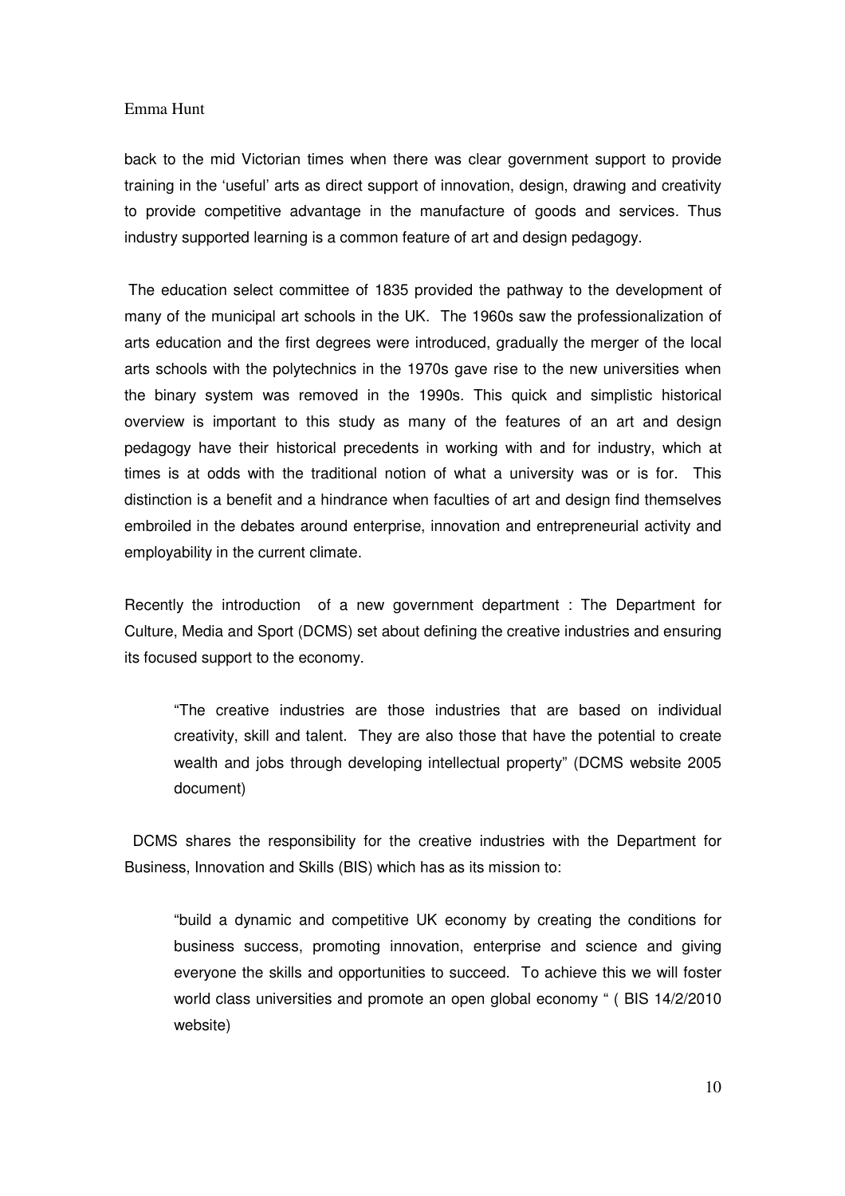back to the mid Victorian times when there was clear government support to provide training in the 'useful' arts as direct support of innovation, design, drawing and creativity to provide competitive advantage in the manufacture of goods and services. Thus industry supported learning is a common feature of art and design pedagogy.

The education select committee of 1835 provided the pathway to the development of many of the municipal art schools in the UK. The 1960s saw the professionalization of arts education and the first degrees were introduced, gradually the merger of the local arts schools with the polytechnics in the 1970s gave rise to the new universities when the binary system was removed in the 1990s. This quick and simplistic historical overview is important to this study as many of the features of an art and design pedagogy have their historical precedents in working with and for industry, which at times is at odds with the traditional notion of what a university was or is for. This distinction is a benefit and a hindrance when faculties of art and design find themselves embroiled in the debates around enterprise, innovation and entrepreneurial activity and employability in the current climate.

Recently the introduction of a new government department : The Department for Culture, Media and Sport (DCMS) set about defining the creative industries and ensuring its focused support to the economy.

> "The creative industries are those industries that are based on individual creativity, skill and talent. They are also those that have the potential to create wealth and jobs through developing intellectual property" (DCMS website 2005 document)

DCMS shares the responsibility for the creative industries with the Department for Business, Innovation and Skills (BIS) which has as its mission to:

> "build a dynamic and competitive UK economy by creating the conditions for business success, promoting innovation, enterprise and science and giving everyone the skills and opportunities to succeed. To achieve this we will foster world class universities and promote an open global economy " ( BIS 14/2/2010 website)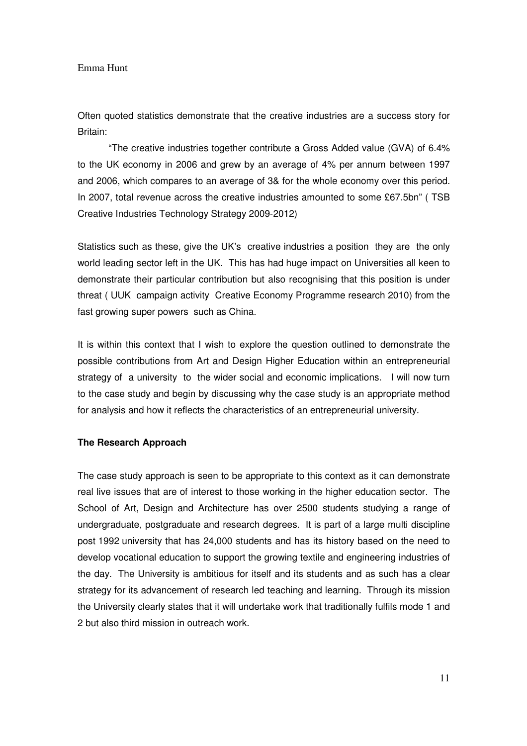Often quoted statistics demonstrate that the creative industries are a success story for Britain:

> "The creative industries together contribute a Gross Added value (GVA) of 6.4% to the UK economy in 2006 and grew by an average of 4% per annum between 1997 and 2006, which compares to an average of 3& for the whole economy over this period. In 2007, total revenue across the creative industries amounted to some £67.5bn" ( TSB Creative Industries Technology Strategy 2009-2012)

Statistics such as these, give the UK's creative industries a position they are the only world leading sector left in the UK. This has had huge impact on Universities all keen to demonstrate their particular contribution but also recognising that this position is under threat ( UUK campaign activity Creative Economy Programme research 2010) from the fast growing super powers such as China.

It is within this context that I wish to explore the question outlined to demonstrate the possible contributions from Art and Design Higher Education within an entrepreneurial strategy of a university to the wider social and economic implications. I will now turn to the case study and begin by discussing why the case study is an appropriate method for analysis and how it reflects the characteristics of an entrepreneurial university.

**The Research Approach**

The case study approach is seen to be appropriate to this context as it can demonstrate real live issues that are of interest to those working in the higher education sector. The School of Art, Design and Architecture has over 2500 students studying a range of undergraduate, postgraduate and research degrees. It is part of a large multi discipline post 1992 university that has 24,000 students and has its history based on the need to develop vocational education to support the growing textile and engineering industries of the day. The University is ambitious for itself and its students and as such has a clear strategy for its advancement of research led teaching and learning. Through its mission the University clearly states that it will undertake work that traditionally fulfils mode 1 and 2 but also third mission in outreach work.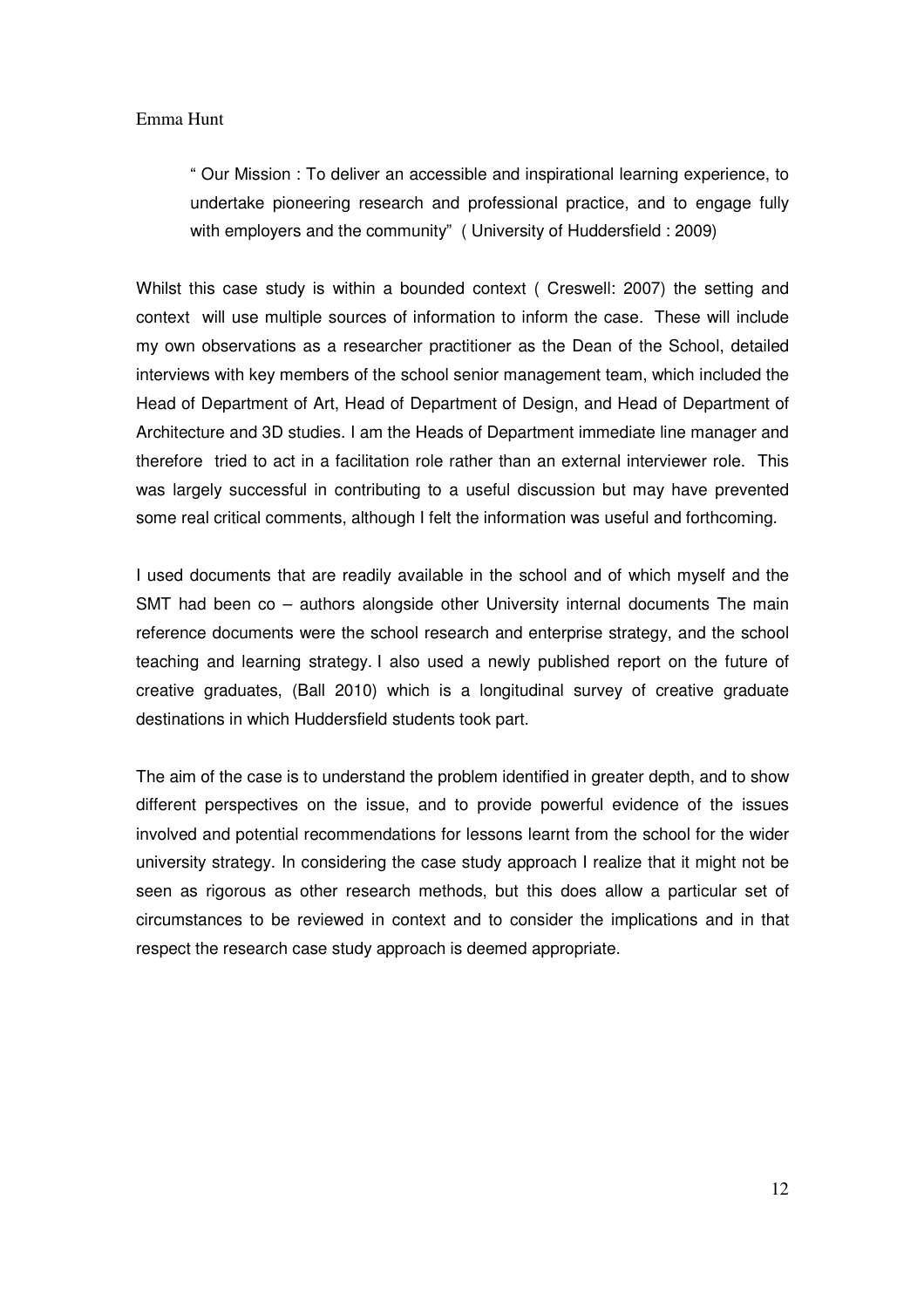> " Our Mission : To deliver an accessible and inspirational learning experience, to undertake pioneering research and professional practice, and to engage fully with employers and the community" ( University of Huddersfield : 2009)

Whilst this case study is within a bounded context ( Creswell: 2007) the setting and context will use multiple sources of information to inform the case. These will include my own observations as a researcher practitioner as the Dean of the School, detailed interviews with key members of the school senior management team, which included the Head of Department of Art, Head of Department of Design, and Head of Department of Architecture and 3D studies. I am the Heads of Department immediate line manager and therefore tried to act in a facilitation role rather than an external interviewer role. This was largely successful in contributing to a useful discussion but may have prevented some real critical comments, although I felt the information was useful and forthcoming.

I used documents that are readily available in the school and of which myself and the SMT had been co – authors alongside other University internal documents The main reference documents were the school research and enterprise strategy, and the school teaching and learning strategy. I also used a newly published report on the future of creative graduates, (Ball 2010) which is a longitudinal survey of creative graduate destinations in which Huddersfield students took part.

The aim of the case is to understand the problem identified in greater depth, and to show different perspectives on the issue, and to provide powerful evidence of the issues involved and potential recommendations for lessons learnt from the school for the wider university strategy. In considering the case study approach I realize that it might not be seen as rigorous as other research methods, but this does allow a particular set of circumstances to be reviewed in context and to consider the implications and in that respect the research case study approach is deemed appropriate.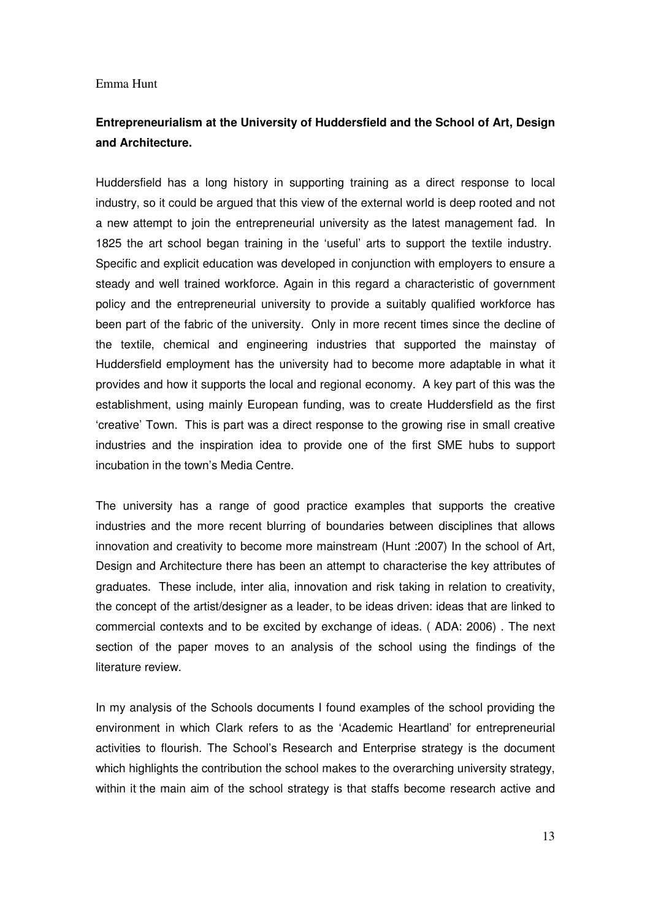Emma Hunt

**Entrepreneurialism at the University of Huddersfield and the School of Art, Design and Architecture.**

Huddersfield has a long history in supporting training as a direct response to local industry, so it could be argued that this view of the external world is deep rooted and not a new attempt to join the entrepreneurial university as the latest management fad. In 1825 the art school began training in the 'useful' arts to support the textile industry. Specific and explicit education was developed in conjunction with employers to ensure a steady and well trained workforce. Again in this regard a characteristic of government policy and the entrepreneurial university to provide a suitably qualified workforce has been part of the fabric of the university. Only in more recent times since the decline of the textile, chemical and engineering industries that supported the mainstay of Huddersfield employment has the university had to become more adaptable in what it provides and how it supports the local and regional economy. A key part of this was the establishment, using mainly European funding, was to create Huddersfield as the first 'creative' Town. This is part was a direct response to the growing rise in small creative industries and the inspiration idea to provide one of the first SME hubs to support incubation in the town's Media Centre.

The university has a range of good practice examples that supports the creative industries and the more recent blurring of boundaries between disciplines that allows innovation and creativity to become more mainstream (Hunt :2007) In the school of Art, Design and Architecture there has been an attempt to characterise the key attributes of graduates. These include, inter alia, innovation and risk taking in relation to creativity, the concept of the artist/designer as a leader, to be ideas driven: ideas that are linked to commercial contexts and to be excited by exchange of ideas. ( ADA: 2006) . The next section of the paper moves to an analysis of the school using the findings of the literature review.

In my analysis of the Schools documents I found examples of the school providing the environment in which Clark refers to as the 'Academic Heartland' for entrepreneurial activities to flourish. The School's Research and Enterprise strategy is the document which highlights the contribution the school makes to the overarching university strategy, within it the main aim of the school strategy is that staffs become research active and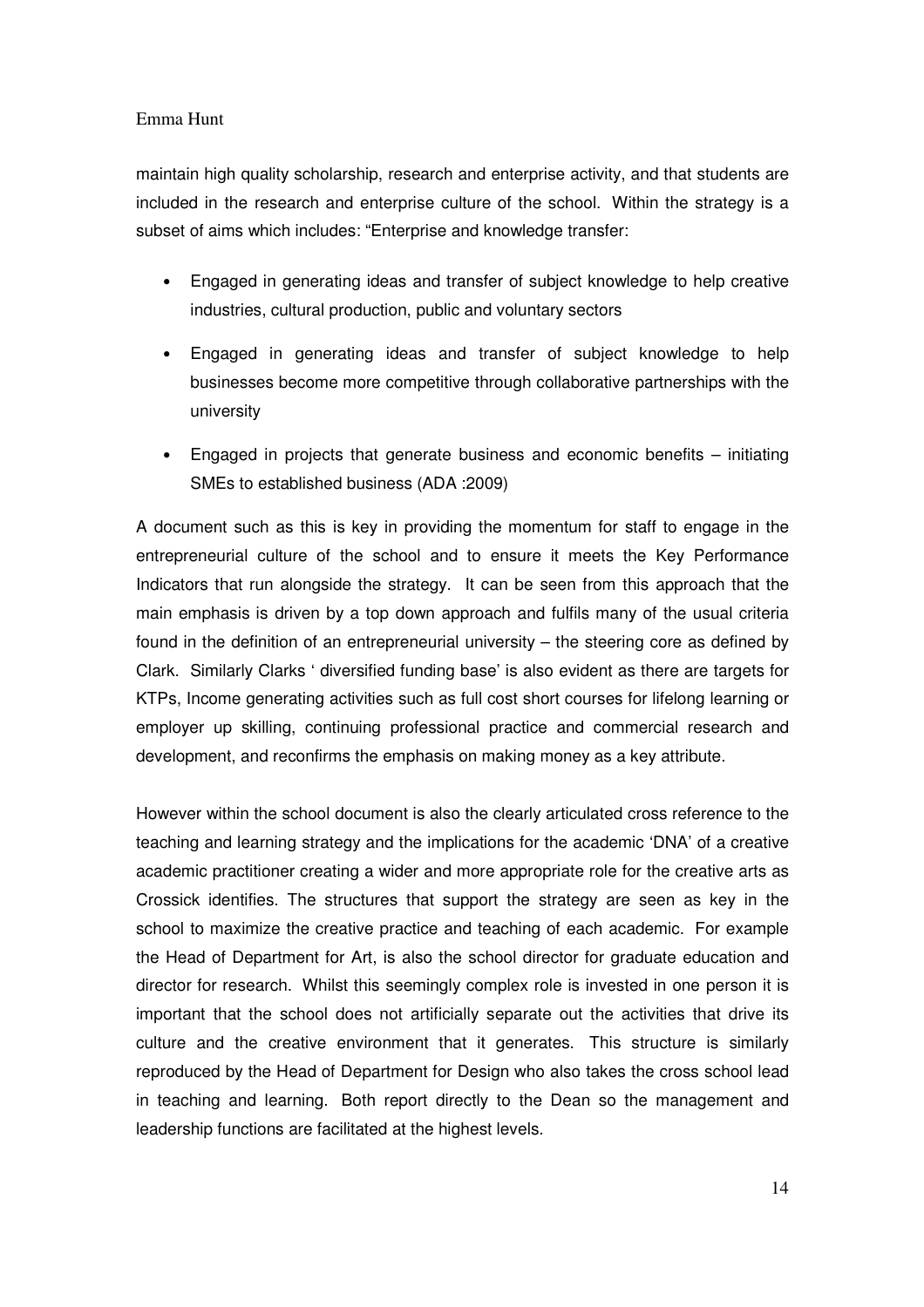maintain high quality scholarship, research and enterprise activity, and that students are included in the research and enterprise culture of the school. Within the strategy is a subset of aims which includes: "Enterprise and knowledge transfer:

- Engaged in generating ideas and transfer of subject knowledge to help creative industries, cultural production, public and voluntary sectors
- Engaged in generating ideas and transfer of subject knowledge to help businesses become more competitive through collaborative partnerships with the university
- Engaged in projects that generate business and economic benefits – initiating SMEs to established business (ADA :2009)

A document such as this is key in providing the momentum for staff to engage in the entrepreneurial culture of the school and to ensure it meets the Key Performance Indicators that run alongside the strategy. It can be seen from this approach that the main emphasis is driven by a top down approach and fulfils many of the usual criteria found in the definition of an entrepreneurial university – the steering core as defined by Clark. Similarly Clarks ' diversified funding base' is also evident as there are targets for KTPs, Income generating activities such as full cost short courses for lifelong learning or employer up skilling, continuing professional practice and commercial research and development, and reconfirms the emphasis on making money as a key attribute.

However within the school document is also the clearly articulated cross reference to the teaching and learning strategy and the implications for the academic 'DNA' of a creative academic practitioner creating a wider and more appropriate role for the creative arts as Crossick identifies. The structures that support the strategy are seen as key in the school to maximize the creative practice and teaching of each academic. For example the Head of Department for Art, is also the school director for graduate education and director for research. Whilst this seemingly complex role is invested in one person it is important that the school does not artificially separate out the activities that drive its culture and the creative environment that it generates. This structure is similarly reproduced by the Head of Department for Design who also takes the cross school lead in teaching and learning. Both report directly to the Dean so the management and leadership functions are facilitated at the highest levels.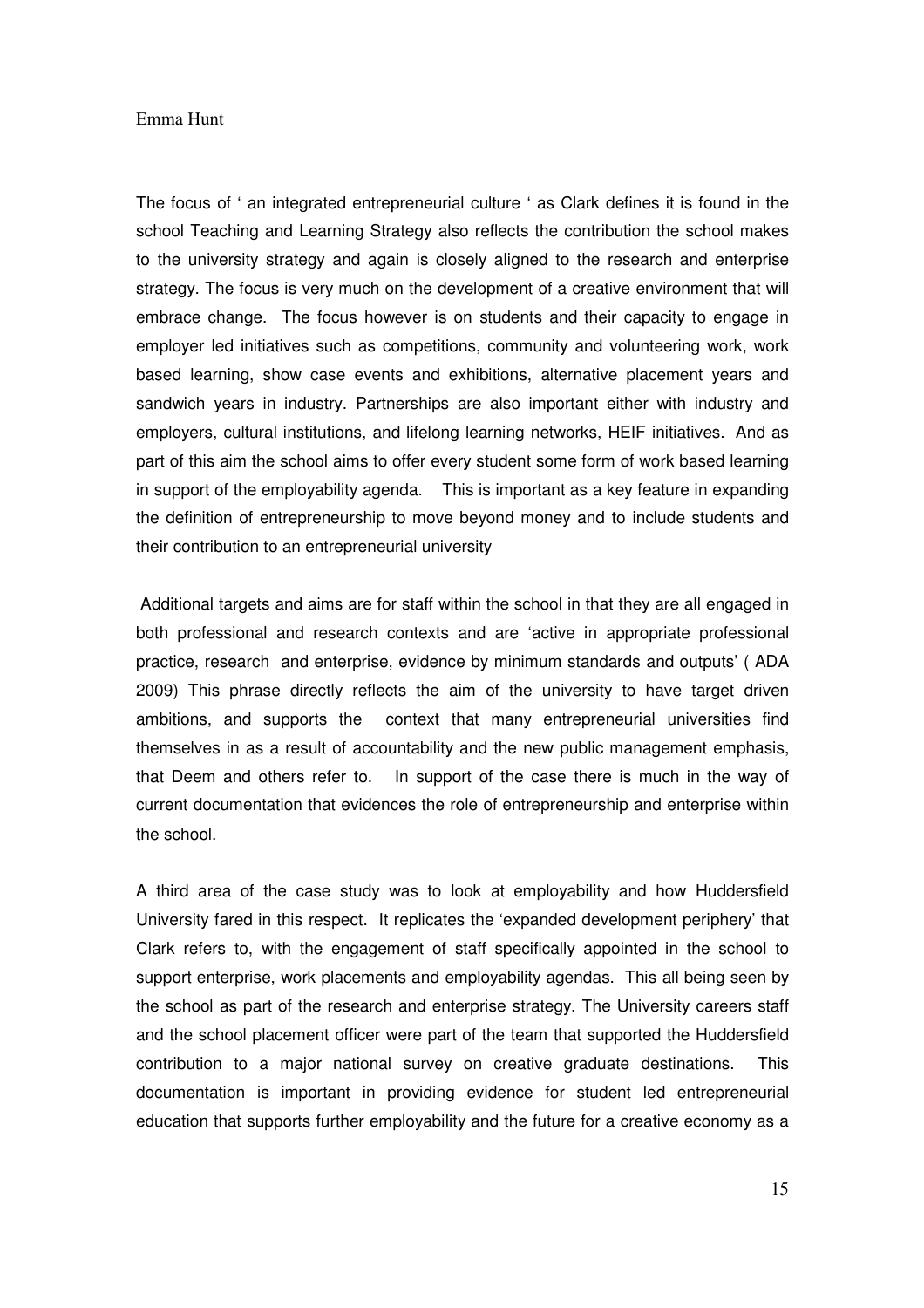The focus of ' an integrated entrepreneurial culture ' as Clark defines it is found in the school Teaching and Learning Strategy also reflects the contribution the school makes to the university strategy and again is closely aligned to the research and enterprise strategy. The focus is very much on the development of a creative environment that will embrace change. The focus however is on students and their capacity to engage in employer led initiatives such as competitions, community and volunteering work, work based learning, show case events and exhibitions, alternative placement years and sandwich years in industry. Partnerships are also important either with industry and employers, cultural institutions, and lifelong learning networks, HEIF initiatives. And as part of this aim the school aims to offer every student some form of work based learning in support of the employability agenda. This is important as a key feature in expanding the definition of entrepreneurship to move beyond money and to include students and their contribution to an entrepreneurial university

Additional targets and aims are for staff within the school in that they are all engaged in both professional and research contexts and are 'active in appropriate professional practice, research and enterprise, evidence by minimum standards and outputs' ( ADA 2009) This phrase directly reflects the aim of the university to have target driven ambitions, and supports the context that many entrepreneurial universities find themselves in as a result of accountability and the new public management emphasis, that Deem and others refer to. In support of the case there is much in the way of current documentation that evidences the role of entrepreneurship and enterprise within the school.

A third area of the case study was to look at employability and how Huddersfield University fared in this respect. It replicates the 'expanded development periphery' that Clark refers to, with the engagement of staff specifically appointed in the school to support enterprise, work placements and employability agendas. This all being seen by the school as part of the research and enterprise strategy. The University careers staff and the school placement officer were part of the team that supported the Huddersfield contribution to a major national survey on creative graduate destinations. This documentation is important in providing evidence for student led entrepreneurial education that supports further employability and the future for a creative economy as a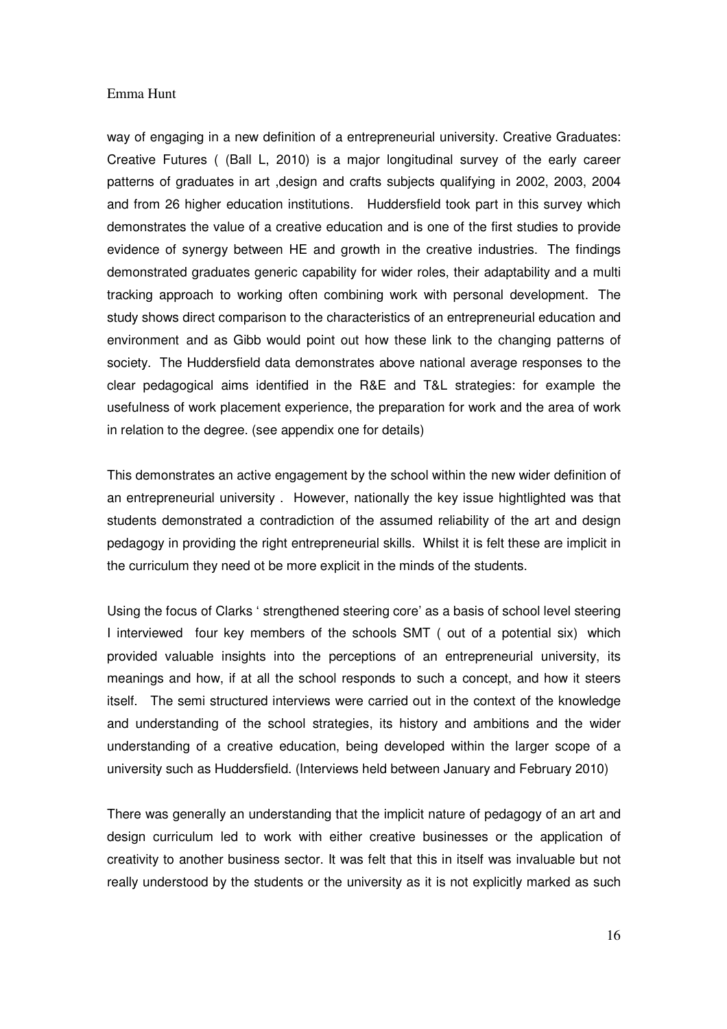way of engaging in a new definition of a entrepreneurial university. Creative Graduates: Creative Futures ( (Ball L, 2010) is a major longitudinal survey of the early career patterns of graduates in art ,design and crafts subjects qualifying in 2002, 2003, 2004 and from 26 higher education institutions. Huddersfield took part in this survey which demonstrates the value of a creative education and is one of the first studies to provide evidence of synergy between HE and growth in the creative industries. The findings demonstrated graduates generic capability for wider roles, their adaptability and a multi tracking approach to working often combining work with personal development. The study shows direct comparison to the characteristics of an entrepreneurial education and environment and as Gibb would point out how these link to the changing patterns of society. The Huddersfield data demonstrates above national average responses to the clear pedagogical aims identified in the R&E and T&L strategies: for example the usefulness of work placement experience, the preparation for work and the area of work in relation to the degree. (see appendix one for details)

This demonstrates an active engagement by the school within the new wider definition of an entrepreneurial university . However, nationally the key issue hightlighted was that students demonstrated a contradiction of the assumed reliability of the art and design pedagogy in providing the right entrepreneurial skills. Whilst it is felt these are implicit in the curriculum they need ot be more explicit in the minds of the students.

Using the focus of Clarks ' strengthened steering core' as a basis of school level steering I interviewed four key members of the schools SMT ( out of a potential six) which provided valuable insights into the perceptions of an entrepreneurial university, its meanings and how, if at all the school responds to such a concept, and how it steers itself. The semi structured interviews were carried out in the context of the knowledge and understanding of the school strategies, its history and ambitions and the wider understanding of a creative education, being developed within the larger scope of a university such as Huddersfield. (Interviews held between January and February 2010)

There was generally an understanding that the implicit nature of pedagogy of an art and design curriculum led to work with either creative businesses or the application of creativity to another business sector. It was felt that this in itself was invaluable but not really understood by the students or the university as it is not explicitly marked as such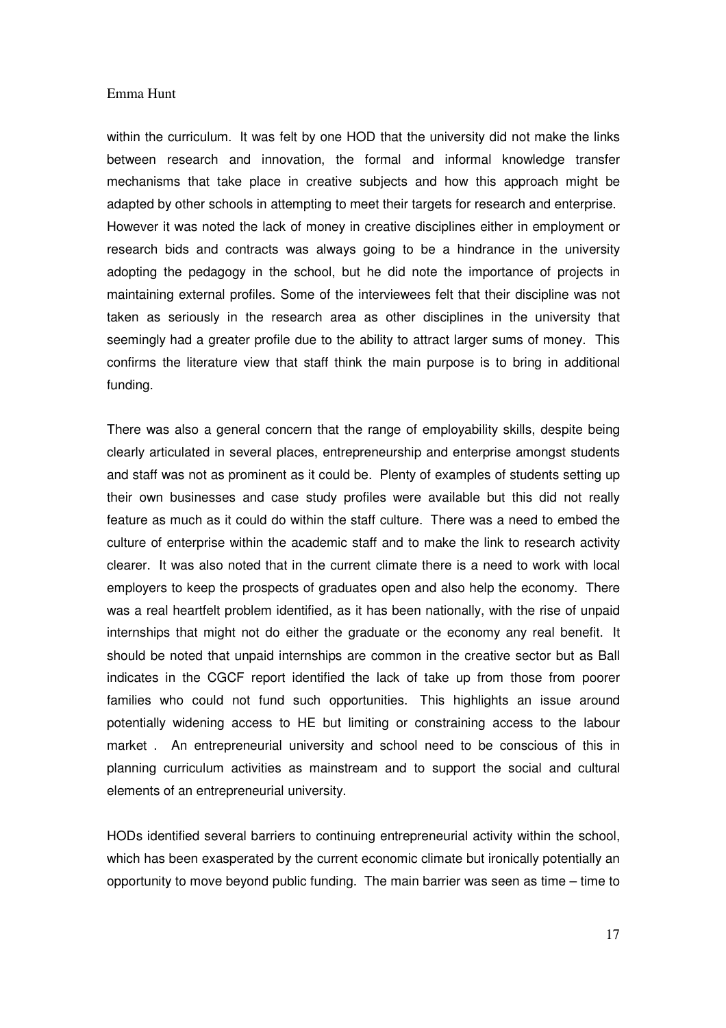within the curriculum. It was felt by one HOD that the university did not make the links between research and innovation, the formal and informal knowledge transfer mechanisms that take place in creative subjects and how this approach might be adapted by other schools in attempting to meet their targets for research and enterprise. However it was noted the lack of money in creative disciplines either in employment or research bids and contracts was always going to be a hindrance in the university adopting the pedagogy in the school, but he did note the importance of projects in maintaining external profiles. Some of the interviewees felt that their discipline was not taken as seriously in the research area as other disciplines in the university that seemingly had a greater profile due to the ability to attract larger sums of money. This confirms the literature view that staff think the main purpose is to bring in additional funding.

There was also a general concern that the range of employability skills, despite being clearly articulated in several places, entrepreneurship and enterprise amongst students and staff was not as prominent as it could be. Plenty of examples of students setting up their own businesses and case study profiles were available but this did not really feature as much as it could do within the staff culture. There was a need to embed the culture of enterprise within the academic staff and to make the link to research activity clearer. It was also noted that in the current climate there is a need to work with local employers to keep the prospects of graduates open and also help the economy. There was a real heartfelt problem identified, as it has been nationally, with the rise of unpaid internships that might not do either the graduate or the economy any real benefit. It should be noted that unpaid internships are common in the creative sector but as Ball indicates in the CGCF report identified the lack of take up from those from poorer families who could not fund such opportunities. This highlights an issue around potentially widening access to HE but limiting or constraining access to the labour market . An entrepreneurial university and school need to be conscious of this in planning curriculum activities as mainstream and to support the social and cultural elements of an entrepreneurial university.

HODs identified several barriers to continuing entrepreneurial activity within the school, which has been exasperated by the current economic climate but ironically potentially an opportunity to move beyond public funding. The main barrier was seen as time – time to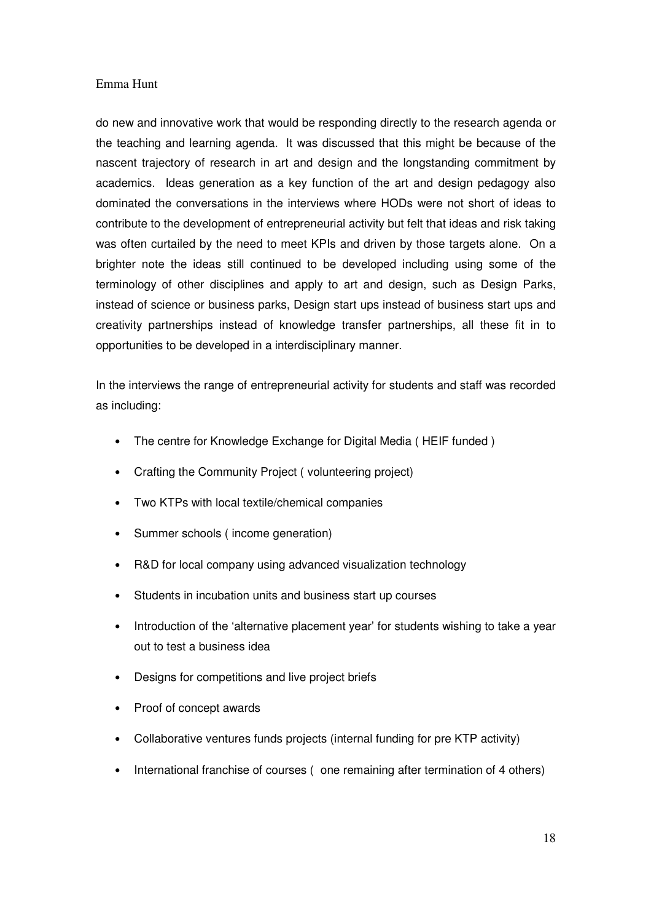do new and innovative work that would be responding directly to the research agenda or the teaching and learning agenda. It was discussed that this might be because of the nascent trajectory of research in art and design and the longstanding commitment by academics. Ideas generation as a key function of the art and design pedagogy also dominated the conversations in the interviews where HODs were not short of ideas to contribute to the development of entrepreneurial activity but felt that ideas and risk taking was often curtailed by the need to meet KPIs and driven by those targets alone. On a brighter note the ideas still continued to be developed including using some of the terminology of other disciplines and apply to art and design, such as Design Parks, instead of science or business parks, Design start ups instead of business start ups and creativity partnerships instead of knowledge transfer partnerships, all these fit in to opportunities to be developed in a interdisciplinary manner.

In the interviews the range of entrepreneurial activity for students and staff was recorded as including:

- The centre for Knowledge Exchange for Digital Media ( HEIF funded )
- Crafting the Community Project ( volunteering project)
- Two KTPs with local textile/chemical companies
- Summer schools ( income generation)
- R&D for local company using advanced visualization technology
- Students in incubation units and business start up courses
- Introduction of the 'alternative placement year' for students wishing to take a year out to test a business idea
- Designs for competitions and live project briefs
- Proof of concept awards
- Collaborative ventures funds projects (internal funding for pre KTP activity)
- International franchise of courses ( one remaining after termination of 4 others)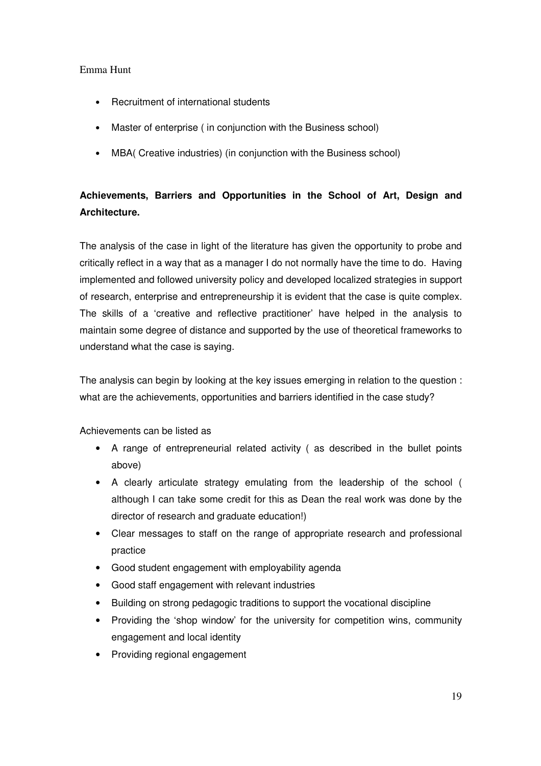- Recruitment of international students
- Master of enterprise ( in conjunction with the Business school)
- MBA( Creative industries) (in conjunction with the Business school)

**Achievements, Barriers and Opportunities in the School of Art, Design and Architecture.**

The analysis of the case in light of the literature has given the opportunity to probe and critically reflect in a way that as a manager I do not normally have the time to do. Having implemented and followed university policy and developed localized strategies in support of research, enterprise and entrepreneurship it is evident that the case is quite complex. The skills of a 'creative and reflective practitioner' have helped in the analysis to maintain some degree of distance and supported by the use of theoretical frameworks to understand what the case is saying.

The analysis can begin by looking at the key issues emerging in relation to the question : what are the achievements, opportunities and barriers identified in the case study?

Achievements can be listed as

- A range of entrepreneurial related activity ( as described in the bullet points above)
- A clearly articulate strategy emulating from the leadership of the school ( although I can take some credit for this as Dean the real work was done by the director of research and graduate education!)
- Clear messages to staff on the range of appropriate research and professional practice
- Good student engagement with employability agenda
- Good staff engagement with relevant industries
- Building on strong pedagogic traditions to support the vocational discipline
- Providing the 'shop window' for the university for competition wins, community engagement and local identity
- Providing regional engagement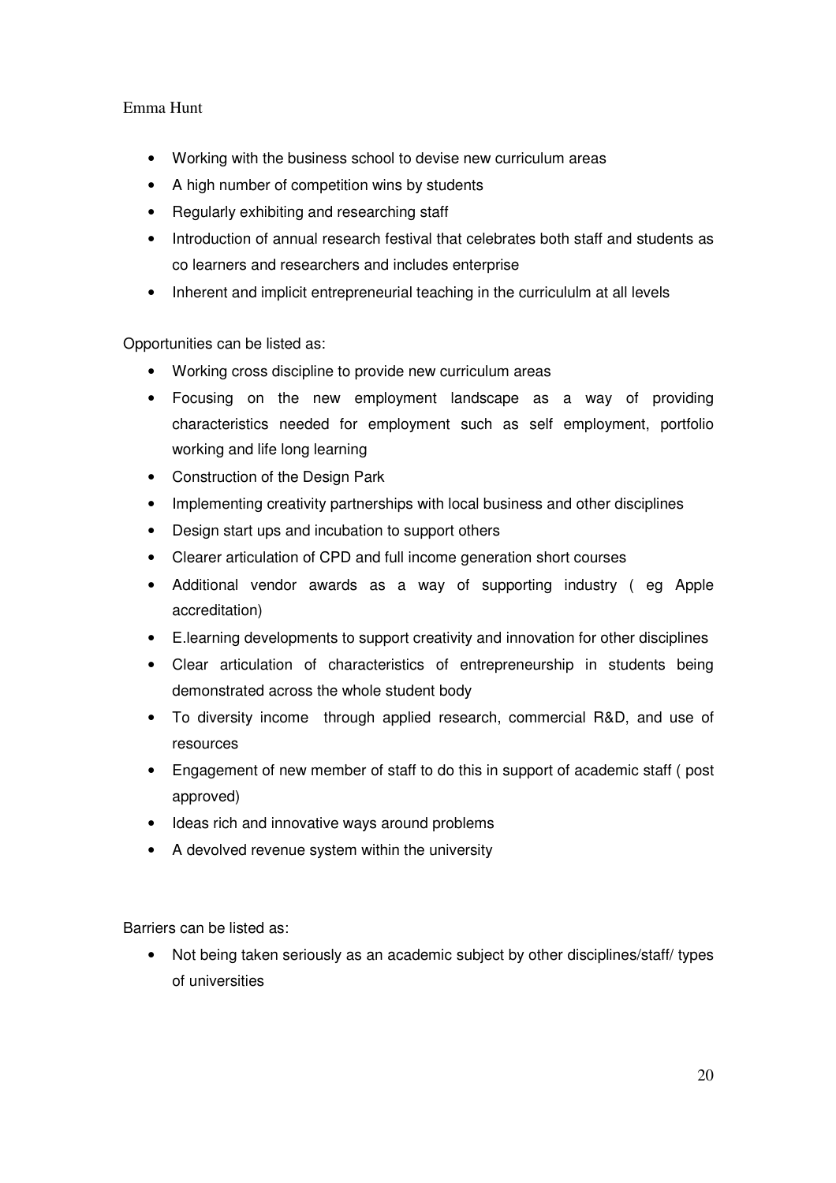- Working with the business school to devise new curriculum areas
- A high number of competition wins by students
- Regularly exhibiting and researching staff
- Introduction of annual research festival that celebrates both staff and students as co learners and researchers and includes enterprise
- Inherent and implicit entrepreneurial teaching in the curricululm at all levels

Opportunities can be listed as:

- Working cross discipline to provide new curriculum areas
- Focusing on the new employment landscape as a way of providing characteristics needed for employment such as self employment, portfolio working and life long learning
- Construction of the Design Park
- Implementing creativity partnerships with local business and other disciplines
- Design start ups and incubation to support others
- Clearer articulation of CPD and full income generation short courses
- Additional vendor awards as a way of supporting industry ( eg Apple accreditation)
- E.learning developments to support creativity and innovation for other disciplines
- Clear articulation of characteristics of entrepreneurship in students being demonstrated across the whole student body
- To diversity income through applied research, commercial R&D, and use of resources
- Engagement of new member of staff to do this in support of academic staff ( post approved)
- Ideas rich and innovative ways around problems
- A devolved revenue system within the university

Barriers can be listed as:

- Not being taken seriously as an academic subject by other disciplines/staff/ types of universities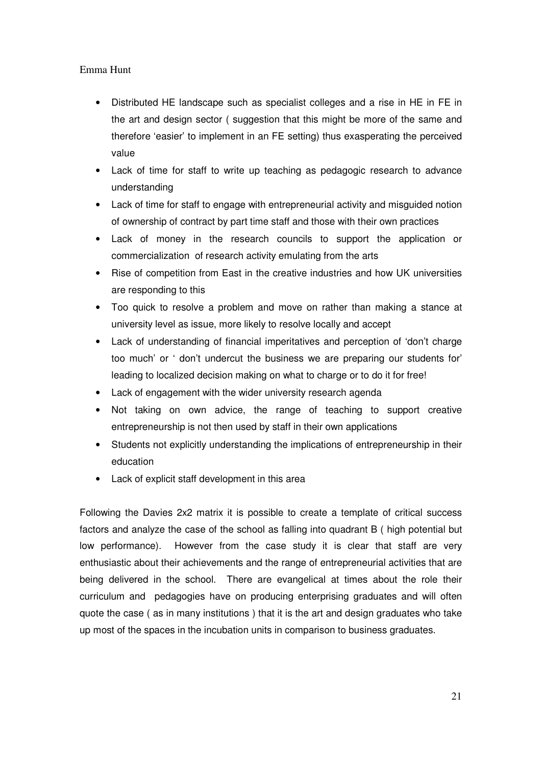- Distributed HE landscape such as specialist colleges and a rise in HE in FE in the art and design sector ( suggestion that this might be more of the same and therefore 'easier' to implement in an FE setting) thus exasperating the perceived value
- Lack of time for staff to write up teaching as pedagogic research to advance understanding
- Lack of time for staff to engage with entrepreneurial activity and misguided notion of ownership of contract by part time staff and those with their own practices
- Lack of money in the research councils to support the application or commercialization of research activity emulating from the arts
- Rise of competition from East in the creative industries and how UK universities are responding to this
- Too quick to resolve a problem and move on rather than making a stance at university level as issue, more likely to resolve locally and accept
- Lack of understanding of financial imperitatives and perception of 'don't charge too much' or ' don't undercut the business we are preparing our students for' leading to localized decision making on what to charge or to do it for free!
- Lack of engagement with the wider university research agenda
- Not taking on own advice, the range of teaching to support creative entrepreneurship is not then used by staff in their own applications
- Students not explicitly understanding the implications of entrepreneurship in their education
- Lack of explicit staff development in this area

Following the Davies 2x2 matrix it is possible to create a template of critical success factors and analyze the case of the school as falling into quadrant B ( high potential but low performance). However from the case study it is clear that staff are very enthusiastic about their achievements and the range of entrepreneurial activities that are being delivered in the school. There are evangelical at times about the role their curriculum and pedagogies have on producing enterprising graduates and will often quote the case ( as in many institutions ) that it is the art and design graduates who take up most of the spaces in the incubation units in comparison to business graduates.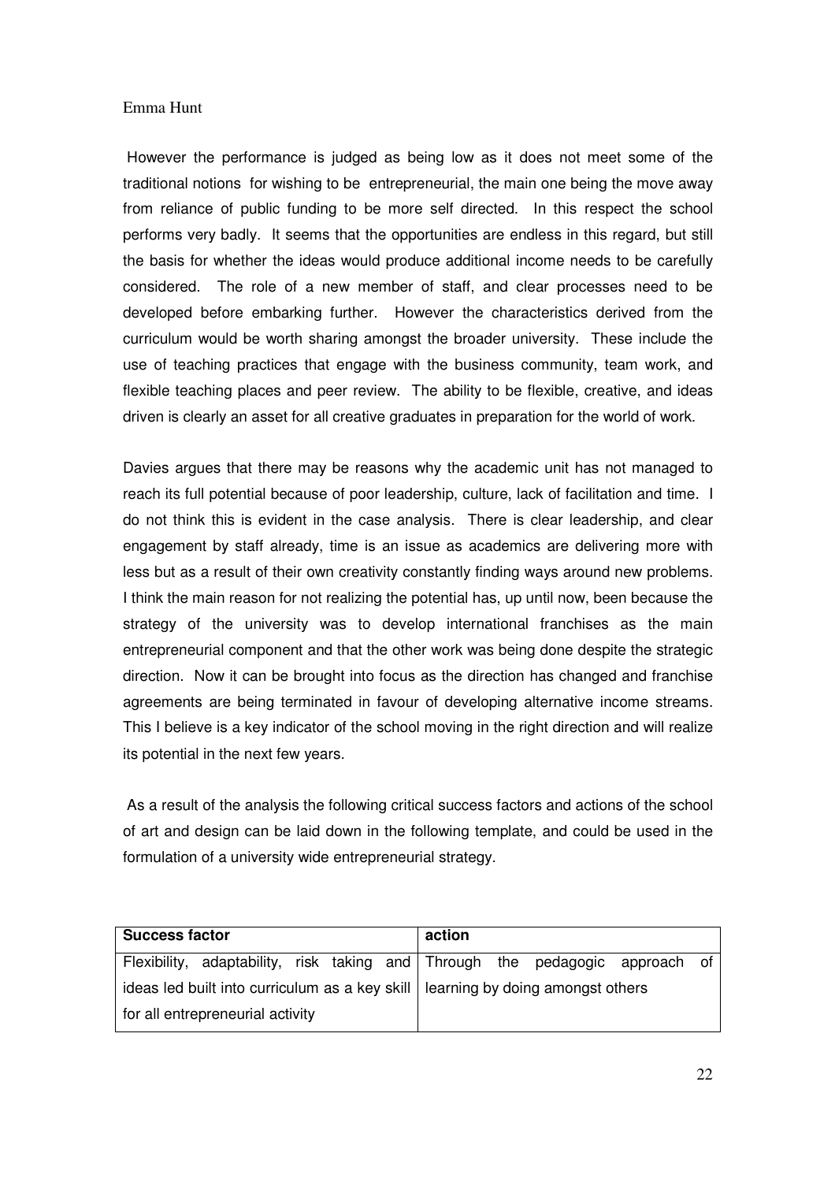However the performance is judged as being low as it does not meet some of the traditional notions for wishing to be entrepreneurial, the main one being the move away from reliance of public funding to be more self directed. In this respect the school performs very badly. It seems that the opportunities are endless in this regard, but still the basis for whether the ideas would produce additional income needs to be carefully considered. The role of a new member of staff, and clear processes need to be developed before embarking further. However the characteristics derived from the curriculum would be worth sharing amongst the broader university. These include the use of teaching practices that engage with the business community, team work, and flexible teaching places and peer review. The ability to be flexible, creative, and ideas driven is clearly an asset for all creative graduates in preparation for the world of work.

Davies argues that there may be reasons why the academic unit has not managed to reach its full potential because of poor leadership, culture, lack of facilitation and time. I do not think this is evident in the case analysis. There is clear leadership, and clear engagement by staff already, time is an issue as academics are delivering more with less but as a result of their own creativity constantly finding ways around new problems. I think the main reason for not realizing the potential has, up until now, been because the strategy of the university was to develop international franchises as the main entrepreneurial component and that the other work was being done despite the strategic direction. Now it can be brought into focus as the direction has changed and franchise agreements are being terminated in favour of developing alternative income streams. This I believe is a key indicator of the school moving in the right direction and will realize its potential in the next few years.

As a result of the analysis the following critical success factors and actions of the school of art and design can be laid down in the following template, and could be used in the formulation of a university wide entrepreneurial strategy.

| **Success factor** | **action** |
|---|---|
| Flexibility, adaptability, risk taking and ideas led built into curriculum as a key skill for all entrepreneurial activity | Through the pedagogic approach of learning by doing amongst others |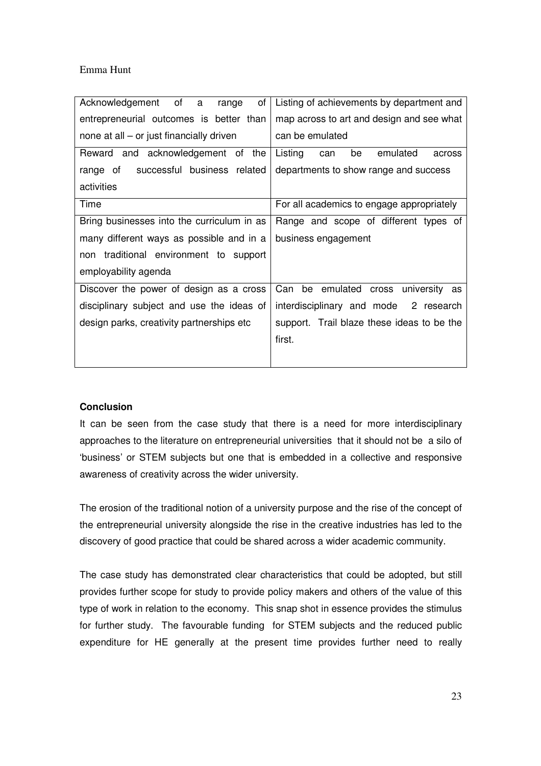| Acknowledgement of a range of entrepreneurial outcomes is better than none at all – or just financially driven | Listing of achievements by department and map across to art and design and see what can be emulated |
|---|---|
| Reward and acknowledgement of the range of successful business related activities | Listing can be emulated across departments to show range and success |
| Time | For all academics to engage appropriately |
| Bring businesses into the curriculum in as many different ways as possible and in a non traditional environment to support employability agenda | Range and scope of different types of business engagement |
| Discover the power of design as a cross disciplinary subject and use the ideas of design parks, creativity partnerships etc | Can be emulated cross university as interdisciplinary and mode 2 research support. Trail blaze these ideas to be the first. |

**Conclusion**

It can be seen from the case study that there is a need for more interdisciplinary approaches to the literature on entrepreneurial universities that it should not be a silo of 'business' or STEM subjects but one that is embedded in a collective and responsive awareness of creativity across the wider university.

The erosion of the traditional notion of a university purpose and the rise of the concept of the entrepreneurial university alongside the rise in the creative industries has led to the discovery of good practice that could be shared across a wider academic community.

The case study has demonstrated clear characteristics that could be adopted, but still provides further scope for study to provide policy makers and others of the value of this type of work in relation to the economy. This snap shot in essence provides the stimulus for further study. The favourable funding for STEM subjects and the reduced public expenditure for HE generally at the present time provides further need to really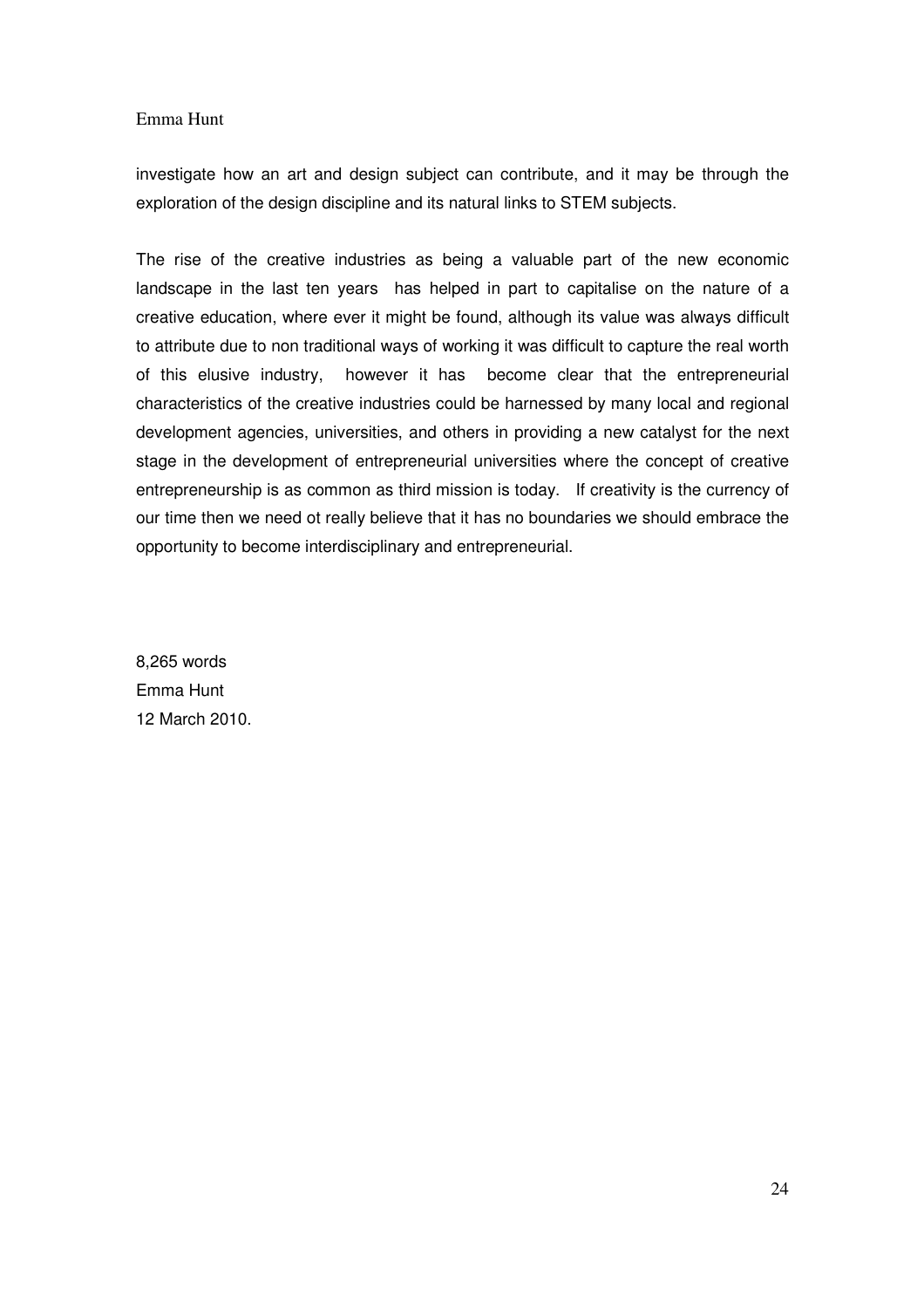investigate how an art and design subject can contribute, and it may be through the exploration of the design discipline and its natural links to STEM subjects.

The rise of the creative industries as being a valuable part of the new economic landscape in the last ten years has helped in part to capitalise on the nature of a creative education, where ever it might be found, although its value was always difficult to attribute due to non traditional ways of working it was difficult to capture the real worth of this elusive industry, however it has become clear that the entrepreneurial characteristics of the creative industries could be harnessed by many local and regional development agencies, universities, and others in providing a new catalyst for the next stage in the development of entrepreneurial universities where the concept of creative entrepreneurship is as common as third mission is today. If creativity is the currency of our time then we need ot really believe that it has no boundaries we should embrace the opportunity to become interdisciplinary and entrepreneurial.

8,265 words
Emma Hunt
12 March 2010.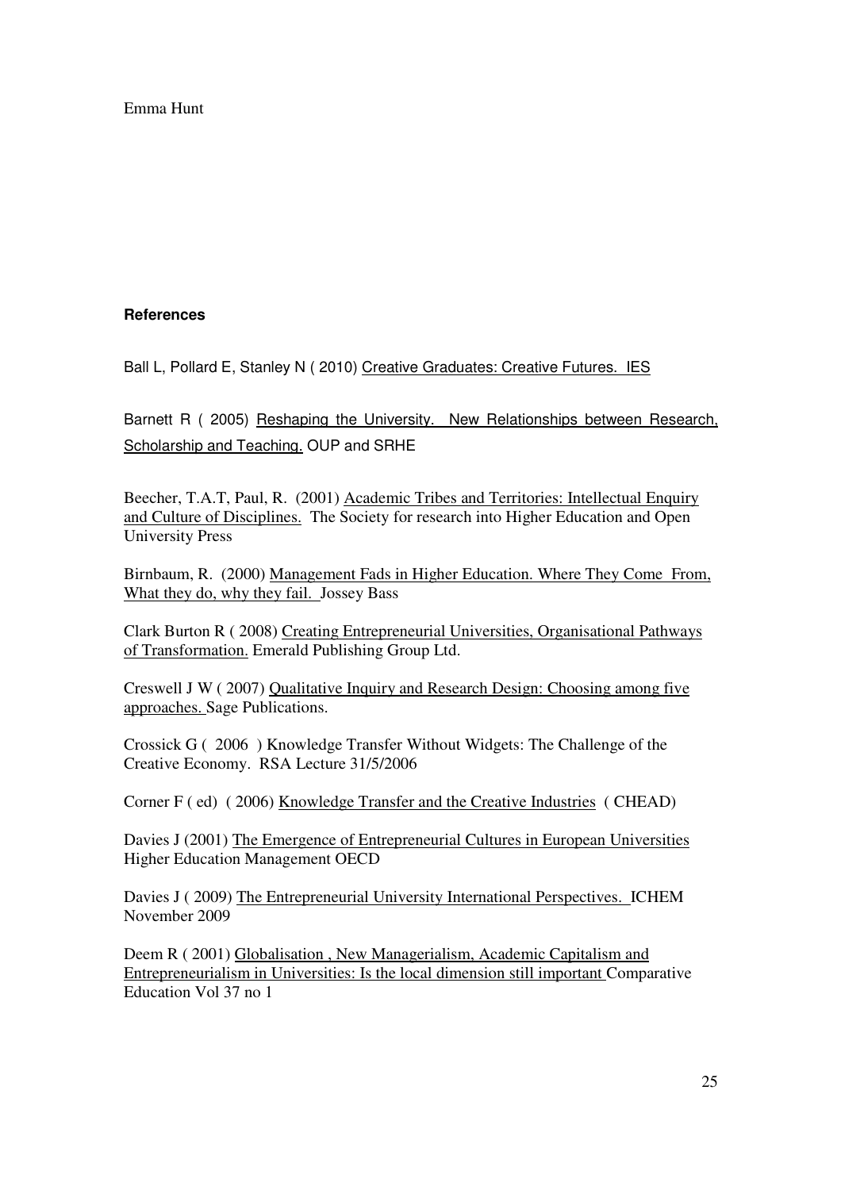Emma Hunt

**References**

Ball L, Pollard E, Stanley N ( 2010) Creative Graduates: Creative Futures. IES

Barnett R ( 2005) Reshaping the University. New Relationships between Research, Scholarship and Teaching. OUP and SRHE

Beecher, T.A.T, Paul, R. (2001) Academic Tribes and Territories: Intellectual Enquiry and Culture of Disciplines. The Society for research into Higher Education and Open University Press

Birnbaum, R. (2000) Management Fads in Higher Education. Where They Come From, What they do, why they fail. Jossey Bass

Clark Burton R ( 2008) Creating Entrepreneurial Universities, Organisational Pathways of Transformation. Emerald Publishing Group Ltd.

Creswell J W ( 2007) Qualitative Inquiry and Research Design: Choosing among five approaches. Sage Publications.

Crossick G ( 2006 ) Knowledge Transfer Without Widgets: The Challenge of the Creative Economy. RSA Lecture 31/5/2006

Corner F ( ed) ( 2006) Knowledge Transfer and the Creative Industries ( CHEAD)

Davies J (2001) The Emergence of Entrepreneurial Cultures in European Universities Higher Education Management OECD

Davies J ( 2009) The Entrepreneurial University International Perspectives. ICHEM November 2009

Deem R ( 2001) Globalisation , New Managerialism, Academic Capitalism and Entrepreneurialism in Universities: Is the local dimension still important Comparative Education Vol 37 no 1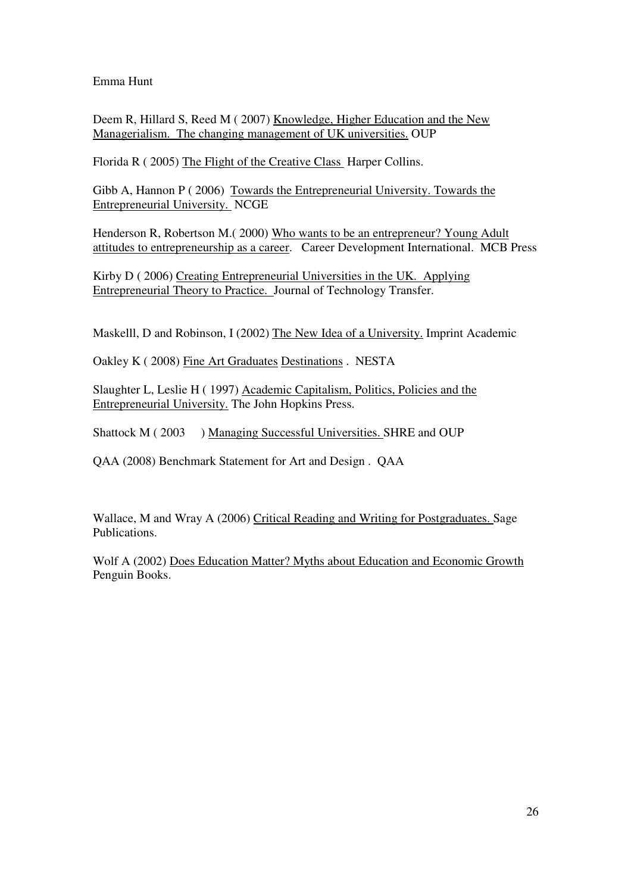Emma Hunt

Deem R, Hillard S, Reed M ( 2007) Knowledge, Higher Education and the New Managerialism. The changing management of UK universities. OUP

Florida R ( 2005) The Flight of the Creative Class Harper Collins.

Gibb A, Hannon P ( 2006) Towards the Entrepreneurial University. Towards the Entrepreneurial University. NCGE

Henderson R, Robertson M.( 2000) Who wants to be an entrepreneur? Young Adult attitudes to entrepreneurship as a career. Career Development International. MCB Press

Kirby D ( 2006) Creating Entrepreneurial Universities in the UK. Applying Entrepreneurial Theory to Practice. Journal of Technology Transfer.

Maskelll, D and Robinson, I (2002) The New Idea of a University. Imprint Academic

Oakley K ( 2008) Fine Art Graduates Destinations . NESTA

Slaughter L, Leslie H ( 1997) Academic Capitalism, Politics, Policies and the Entrepreneurial University. The John Hopkins Press.

Shattock M ( 2003 ) Managing Successful Universities. SHRE and OUP

QAA (2008) Benchmark Statement for Art and Design . QAA

Wallace, M and Wray A (2006) Critical Reading and Writing for Postgraduates. Sage Publications.

Wolf A (2002) Does Education Matter? Myths about Education and Economic Growth Penguin Books.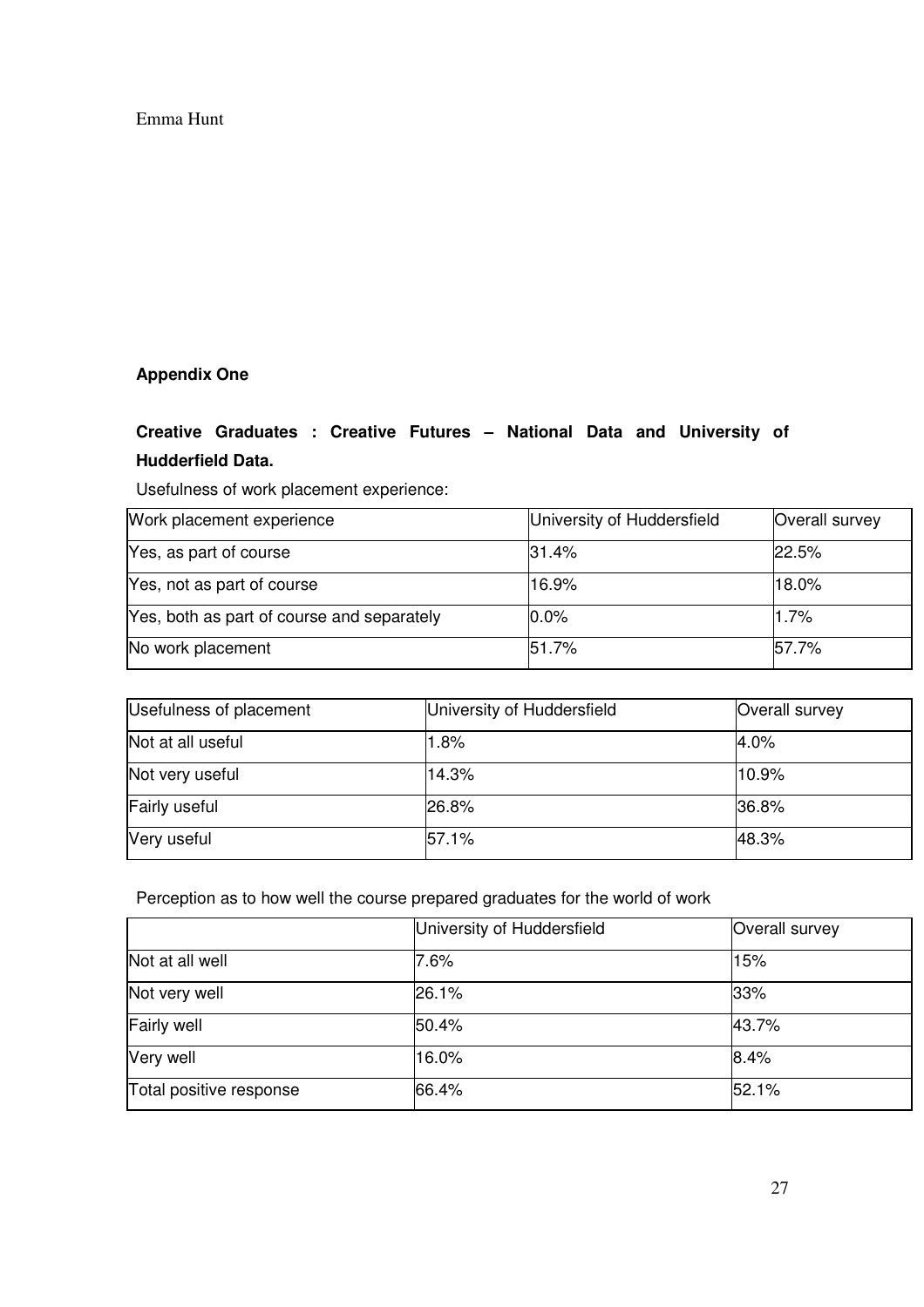**Appendix One**

**Creative Graduates : Creative Futures – National Data and University of Hudderfield Data.**

Usefulness of work placement experience:

| Work placement experience | University of Huddersfield | Overall survey |
|---|---|---|
| Yes, as part of course | 31.4% | 22.5% |
| Yes, not as part of course | 16.9% | 18.0% |
| Yes, both as part of course and separately | 0.0% | 1.7% |
| No work placement | 51.7% | 57.7% |

| Usefulness of placement | University of Huddersfield | Overall survey |
|---|---|---|
| Not at all useful | 1.8% | 4.0% |
| Not very useful | 14.3% | 10.9% |
| Fairly useful | 26.8% | 36.8% |
| Very useful | 57.1% | 48.3% |

Perception as to how well the course prepared graduates for the world of work

| | University of Huddersfield | Overall survey |
|---|---|---|
| Not at all well | 7.6% | 15% |
| Not very well | 26.1% | 33% |
| Fairly well | 50.4% | 43.7% |
| Very well | 16.0% | 8.4% |
| Total positive response | 66.4% | 52.1% |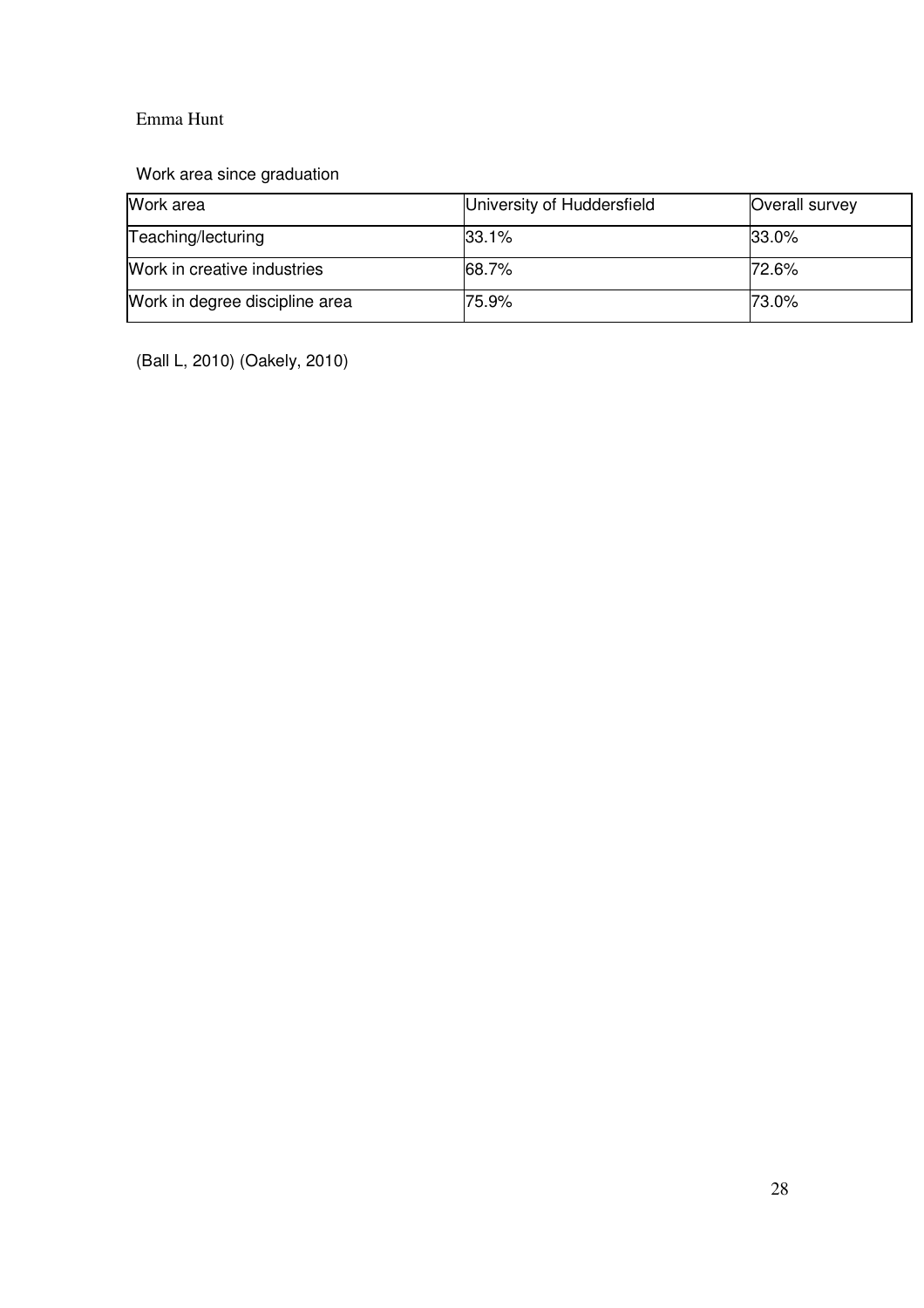Work area since graduation

| Work area | University of Huddersfield | Overall survey |
| --- | --- | --- |
| Teaching/lecturing | 33.1% | 33.0% |
| Work in creative industries | 68.7% | 72.6% |
| Work in degree discipline area | 75.9% | 73.0% |

(Ball L, 2010) (Oakely, 2010)